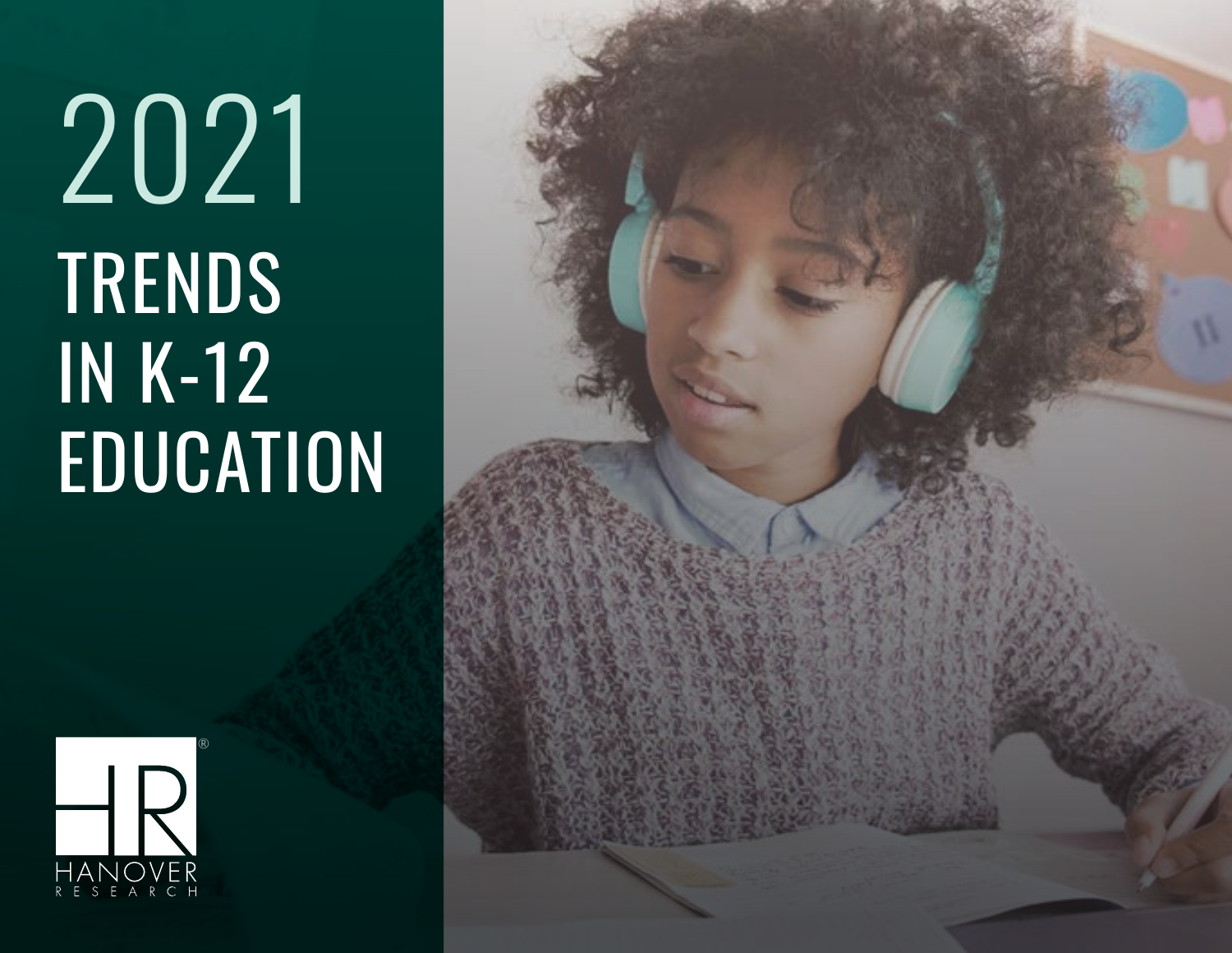# 2021 TRENDS IN K-12 EDUCATION

HANOVER RESEARCH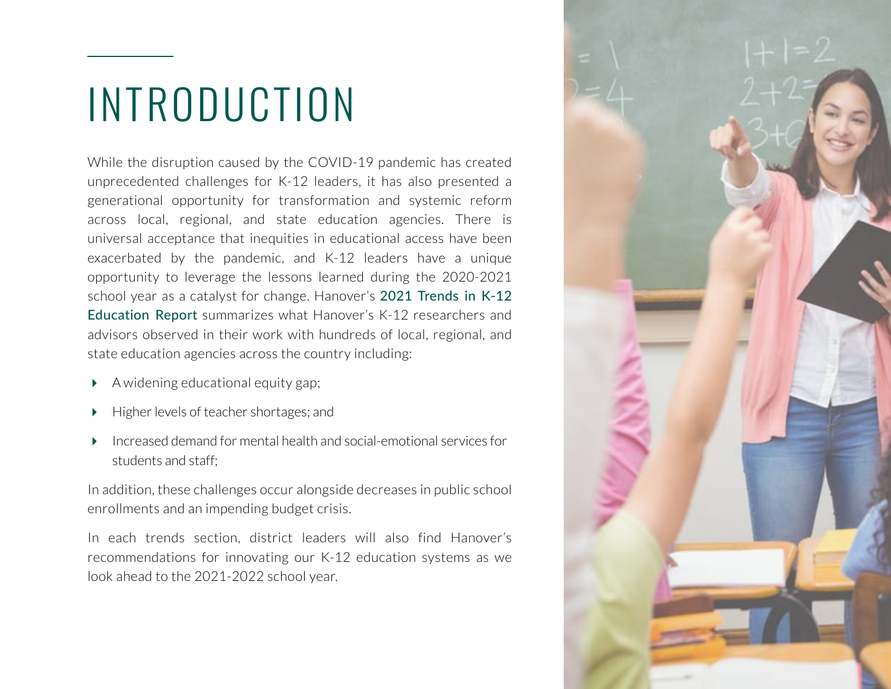# INTRODUCTION

While the disruption caused by the COVID-19 pandemic has created unprecedented challenges for K-12 leaders, it has also presented a generational opportunity for transformation and systemic reform across local, regional, and state education agencies. There is universal acceptance that inequities in educational access have been exacerbated by the pandemic, and K-12 leaders have a unique opportunity to leverage the lessons learned during the 2020-2021 school year as a catalyst for change. Hanover's **2021 Trends in K-12 Education Report** summarizes what Hanover's K-12 researchers and advisors observed in their work with hundreds of local, regional, and state education agencies across the country including:

- A widening educational equity gap;
- Higher levels of teacher shortages; and
- Increased demand for mental health and social-emotional services for students and staff;

In addition, these challenges occur alongside decreases in public school enrollments and an impending budget crisis.

In each trends section, district leaders will also find Hanover's recommendations for innovating our K-12 education systems as we look ahead to the 2021-2022 school year.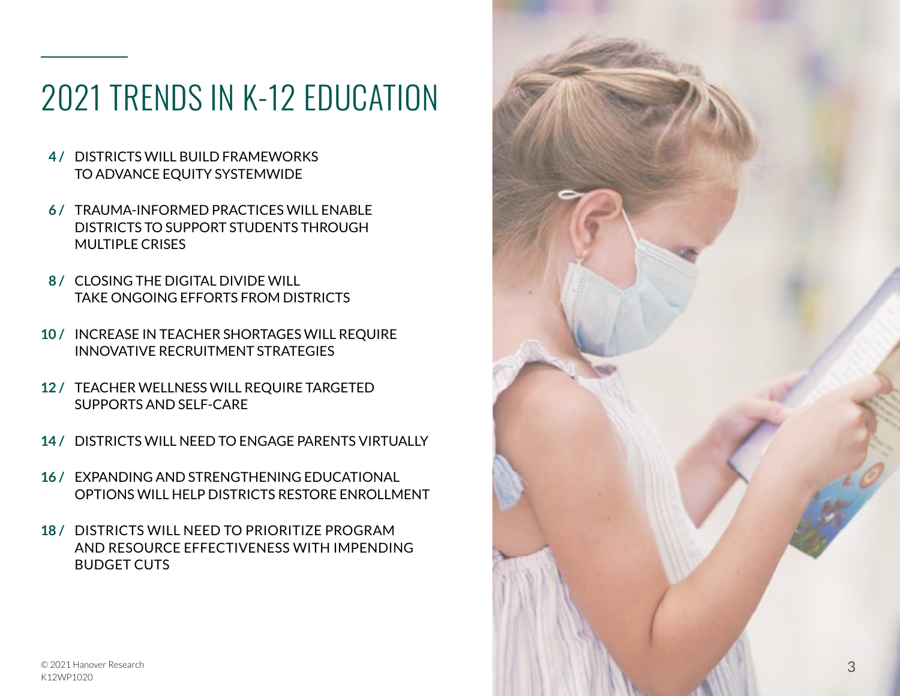# 2021 TRENDS IN K-12 EDUCATION

**4 /** DISTRICTS WILL BUILD FRAMEWORKS TO ADVANCE EQUITY SYSTEMWIDE

**6 /** TRAUMA-INFORMED PRACTICES WILL ENABLE DISTRICTS TO SUPPORT STUDENTS THROUGH MULTIPLE CRISES

**8 /** CLOSING THE DIGITAL DIVIDE WILL TAKE ONGOING EFFORTS FROM DISTRICTS

**10 /** INCREASE IN TEACHER SHORTAGES WILL REQUIRE INNOVATIVE RECRUITMENT STRATEGIES

**12 /** TEACHER WELLNESS WILL REQUIRE TARGETED SUPPORTS AND SELF-CARE

**14 /** DISTRICTS WILL NEED TO ENGAGE PARENTS VIRTUALLY

**16 /** EXPANDING AND STRENGTHENING EDUCATIONAL OPTIONS WILL HELP DISTRICTS RESTORE ENROLLMENT

**18 /** DISTRICTS WILL NEED TO PRIORITIZE PROGRAM AND RESOURCE EFFECTIVENESS WITH IMPENDING BUDGET CUTS

© 2021 Hanover Research
K12WP1020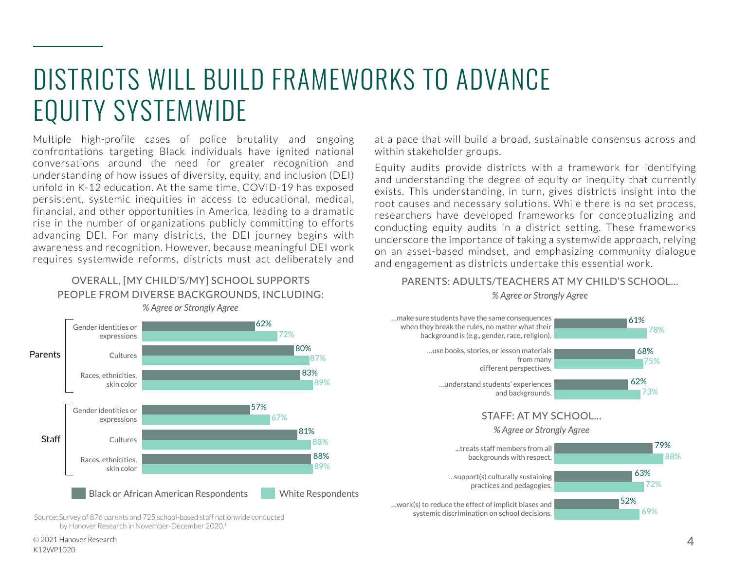# DISTRICTS WILL BUILD FRAMEWORKS TO ADVANCE EQUITY SYSTEMWIDE

Multiple high-profile cases of police brutality and ongoing confrontations targeting Black individuals have ignited national conversations around the need for greater recognition and understanding of how issues of diversity, equity, and inclusion (DEI) unfold in K-12 education. At the same time, COVID-19 has exposed persistent, systemic inequities in access to educational, medical, financial, and other opportunities in America, leading to a dramatic rise in the number of organizations publicly committing to efforts advancing DEI. For many districts, the DEI journey begins with awareness and recognition. However, because meaningful DEI work requires systemwide reforms, districts must act deliberately and at a pace that will build a broad, sustainable consensus across and within stakeholder groups.

Equity audits provide districts with a framework for identifying and understanding the degree of equity or inequity that currently exists. This understanding, in turn, gives districts insight into the root causes and necessary solutions. While there is no set process, researchers have developed frameworks for conceptualizing and conducting equity audits in a district setting. These frameworks underscore the importance of taking a systemwide approach, relying on an asset-based mindset, and emphasizing community dialogue and engagement as districts undertake this essential work.

### OVERALL, [MY CHILD'S/MY] SCHOOL SUPPORTS PEOPLE FROM DIVERSE BACKGROUNDS, INCLUDING:

*% Agree or Strongly Agree*

| Group | Item | Black or African American Respondents | White Respondents |
|---|---|---|---|
| Parents | Gender identities or expressions | 62% | 72% |
| Parents | Cultures | 80% | 87% |
| Parents | Races, ethnicities, skin color | 83% | 89% |
| Staff | Gender identities or expressions | 57% | 67% |
| Staff | Cultures | 81% | 88% |
| Staff | Races, ethnicities, skin color | 88% | 89% |

Source: Survey of 876 parents and 725 school-based staff nationwide conducted by Hanover Research in November-December 2020.[1]

### PARENTS: ADULTS/TEACHERS AT MY CHILD'S SCHOOL...

*% Agree or Strongly Agree*

| Item | Black or African American Respondents | White Respondents |
|---|---|---|
| …make sure students have the same consequences when they break the rules, no matter what their background is (e.g., gender, race, religion). | 61% | 78% |
| …use books, stories, or lesson materials from many different perspectives. | 68% | 75% |
| …understand students' experiences and backgrounds. | 62% | 73% |

### STAFF: AT MY SCHOOL...

*% Agree or Strongly Agree*

| Item | Black or African American Respondents | White Respondents |
|---|---|---|
| ...treats staff members from all backgrounds with respect. | 79% | 88% |
| …support(s) culturally sustaining practices and pedagogies. | 63% | 72% |
| …work(s) to reduce the effect of implicit biases and systemic discrimination on school decisions. | 52% | 69% |

© 2021 Hanover Research
K12WP1020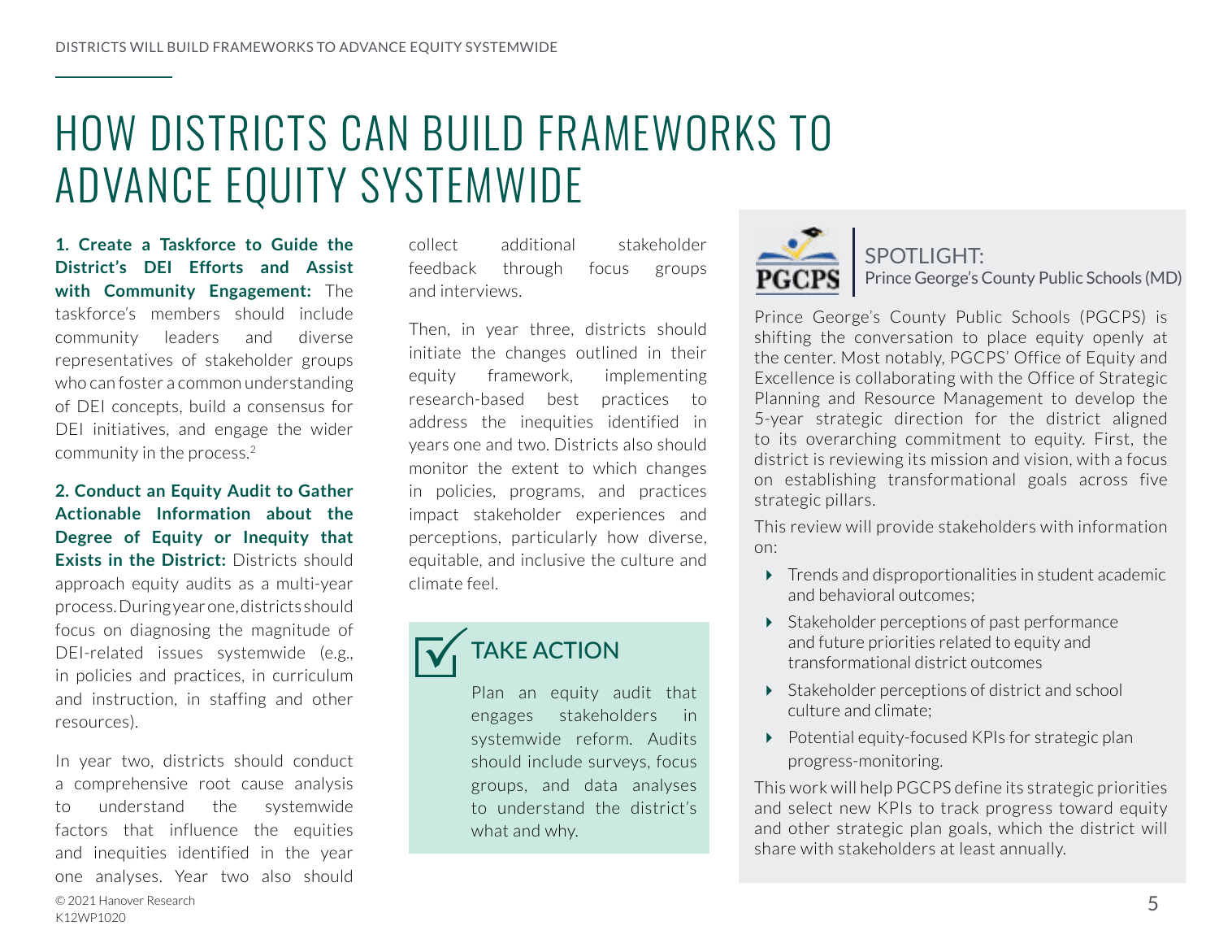# HOW DISTRICTS CAN BUILD FRAMEWORKS TO ADVANCE EQUITY SYSTEMWIDE

**1. Create a Taskforce to Guide the District's DEI Efforts and Assist with Community Engagement:** The taskforce's members should include community leaders and diverse representatives of stakeholder groups who can foster a common understanding of DEI concepts, build a consensus for DEI initiatives, and engage the wider community in the process.[2]

**2. Conduct an Equity Audit to Gather Actionable Information about the Degree of Equity or Inequity that Exists in the District:** Districts should approach equity audits as a multi-year process. During year one, districts should focus on diagnosing the magnitude of DEI-related issues systemwide (e.g., in policies and practices, in curriculum and instruction, in staffing and other resources).

In year two, districts should conduct a comprehensive root cause analysis to understand the systemwide factors that influence the equities and inequities identified in the year one analyses. Year two also should collect additional stakeholder feedback through focus groups and interviews.

Then, in year three, districts should initiate the changes outlined in their equity framework, implementing research-based best practices to address the inequities identified in years one and two. Districts also should monitor the extent to which changes in policies, programs, and practices impact stakeholder experiences and perceptions, particularly how diverse, equitable, and inclusive the culture and climate feel.

## TAKE ACTION

Plan an equity audit that engages stakeholders in systemwide reform. Audits should include surveys, focus groups, and data analyses to understand the district's what and why.

## SPOTLIGHT:

Prince George's County Public Schools (MD)

Prince George's County Public Schools (PGCPS) is shifting the conversation to place equity openly at the center. Most notably, PGCPS' Office of Equity and Excellence is collaborating with the Office of Strategic Planning and Resource Management to develop the 5-year strategic direction for the district aligned to its overarching commitment to equity. First, the district is reviewing its mission and vision, with a focus on establishing transformational goals across five strategic pillars.

This review will provide stakeholders with information on:

- Trends and disproportionalities in student academic and behavioral outcomes;
- Stakeholder perceptions of past performance and future priorities related to equity and transformational district outcomes
- Stakeholder perceptions of district and school culture and climate;
- Potential equity-focused KPIs for strategic plan progress-monitoring.

This work will help PGCPS define its strategic priorities and select new KPIs to track progress toward equity and other strategic plan goals, which the district will share with stakeholders at least annually.

© 2021 Hanover Research
K12WP1020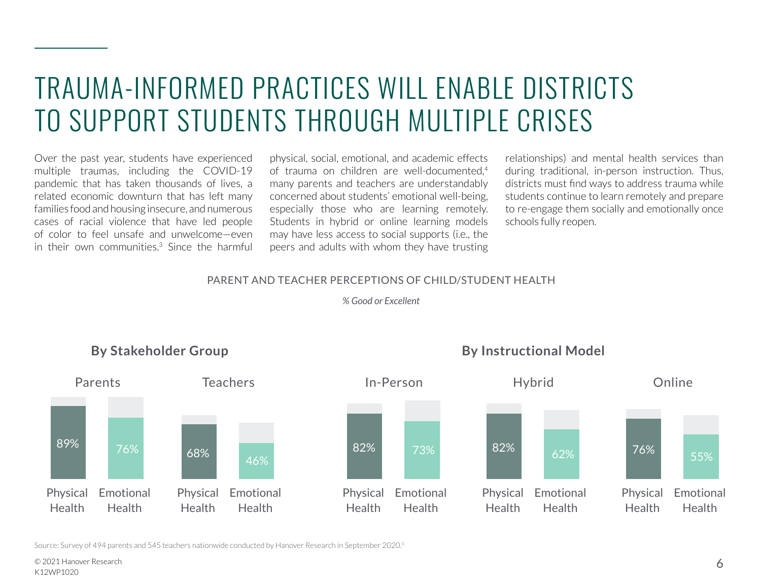# TRAUMA-INFORMED PRACTICES WILL ENABLE DISTRICTS TO SUPPORT STUDENTS THROUGH MULTIPLE CRISES

Over the past year, students have experienced multiple traumas, including the COVID-19 pandemic that has taken thousands of lives, a related economic downturn that has left many families food and housing insecure, and numerous cases of racial violence that have led people of color to feel unsafe and unwelcome—even in their own communities.[3] Since the harmful physical, social, emotional, and academic effects of trauma on children are well-documented,[4] many parents and teachers are understandably concerned about students' emotional well-being, especially those who are learning remotely. Students in hybrid or online learning models may have less access to social supports (i.e., the peers and adults with whom they have trusting relationships) and mental health services than during traditional, in-person instruction. Thus, districts must find ways to address trauma while students continue to learn remotely and prepare to re-engage them socially and emotionally once schools fully reopen.

PARENT AND TEACHER PERCEPTIONS OF CHILD/STUDENT HEALTH

*% Good or Excellent*

**By Stakeholder Group**

| | Physical Health | Emotional Health |
|---|---|---|
| Parents | 89% | 76% |
| Teachers | 68% | 46% |

**By Instructional Model**

| | Physical Health | Emotional Health |
|---|---|---|
| In-Person | 82% | 73% |
| Hybrid | 82% | 62% |
| Online | 76% | 55% |

Source: Survey of 494 parents and 545 teachers nationwide conducted by Hanover Research in September 2020.[5]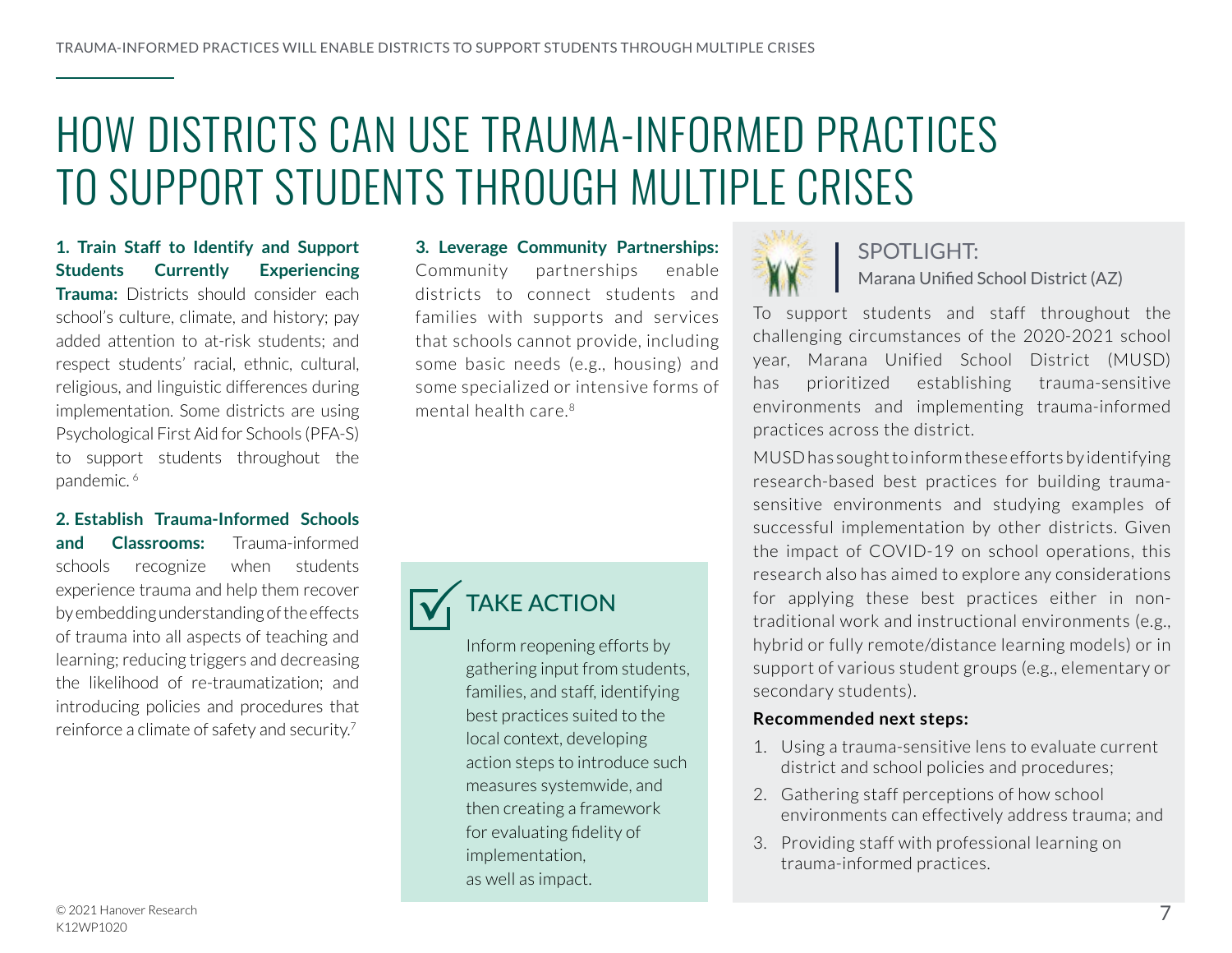# HOW DISTRICTS CAN USE TRAUMA-INFORMED PRACTICES TO SUPPORT STUDENTS THROUGH MULTIPLE CRISES

**1. Train Staff to Identify and Support Students Currently Experiencing Trauma:** Districts should consider each school's culture, climate, and history; pay added attention to at-risk students; and respect students' racial, ethnic, cultural, religious, and linguistic differences during implementation. Some districts are using Psychological First Aid for Schools (PFA-S) to support students throughout the pandemic.[6]

**2. Establish Trauma-Informed Schools and Classrooms:** Trauma-informed schools recognize when students experience trauma and help them recover by embedding understanding of the effects of trauma into all aspects of teaching and learning; reducing triggers and decreasing the likelihood of re-traumatization; and introducing policies and procedures that reinforce a climate of safety and security.[7]

**3. Leverage Community Partnerships:** Community partnerships enable districts to connect students and families with supports and services that schools cannot provide, including some basic needs (e.g., housing) and some specialized or intensive forms of mental health care.[8]

## TAKE ACTION

Inform reopening efforts by gathering input from students, families, and staff, identifying best practices suited to the local context, developing action steps to introduce such measures systemwide, and then creating a framework for evaluating fidelity of implementation, as well as impact.

## SPOTLIGHT:

Marana Unified School District (AZ)

To support students and staff throughout the challenging circumstances of the 2020-2021 school year, Marana Unified School District (MUSD) has prioritized establishing trauma-sensitive environments and implementing trauma-informed practices across the district.

MUSD has sought to inform these efforts by identifying research-based best practices for building trauma-sensitive environments and studying examples of successful implementation by other districts. Given the impact of COVID-19 on school operations, this research also has aimed to explore any considerations for applying these best practices either in non-traditional work and instructional environments (e.g., hybrid or fully remote/distance learning models) or in support of various student groups (e.g., elementary or secondary students).

**Recommended next steps:**

1. Using a trauma-sensitive lens to evaluate current district and school policies and procedures;
2. Gathering staff perceptions of how school environments can effectively address trauma; and
3. Providing staff with professional learning on trauma-informed practices.

© 2021 Hanover Research
K12WP1020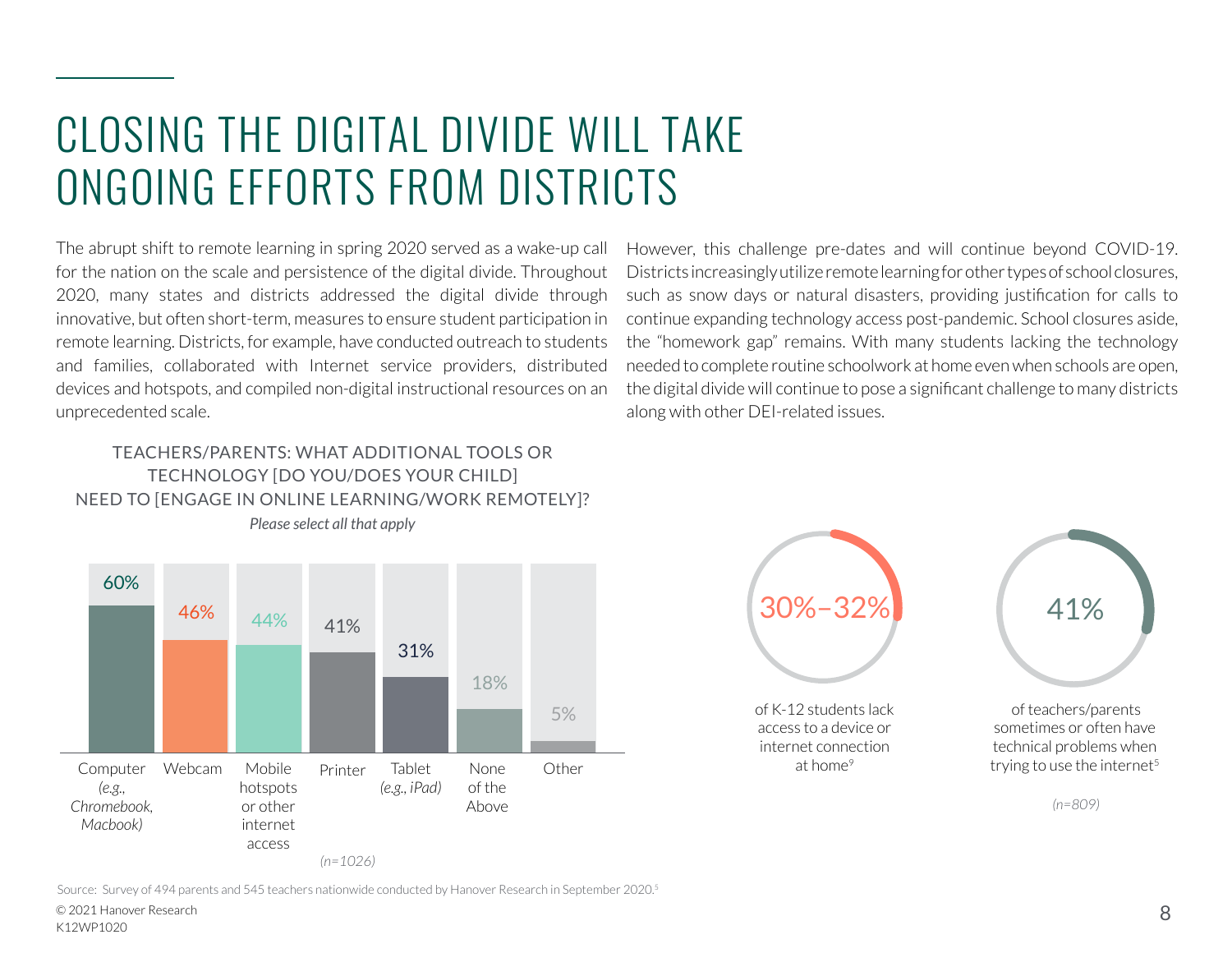# CLOSING THE DIGITAL DIVIDE WILL TAKE ONGOING EFFORTS FROM DISTRICTS

The abrupt shift to remote learning in spring 2020 served as a wake-up call for the nation on the scale and persistence of the digital divide. Throughout 2020, many states and districts addressed the digital divide through innovative, but often short-term, measures to ensure student participation in remote learning. Districts, for example, have conducted outreach to students and families, collaborated with Internet service providers, distributed devices and hotspots, and compiled non-digital instructional resources on an unprecedented scale.

However, this challenge pre-dates and will continue beyond COVID-19. Districts increasingly utilize remote learning for other types of school closures, such as snow days or natural disasters, providing justification for calls to continue expanding technology access post-pandemic. School closures aside, the "homework gap" remains. With many students lacking the technology needed to complete routine schoolwork at home even when schools are open, the digital divide will continue to pose a significant challenge to many districts along with other DEI-related issues.

TEACHERS/PARENTS: WHAT ADDITIONAL TOOLS OR TECHNOLOGY [DO YOU/DOES YOUR CHILD] NEED TO [ENGAGE IN ONLINE LEARNING/WORK REMOTELY]?

*Please select all that apply*

| Tool/Technology | Percentage |
| --- | --- |
| Computer *(e.g., Chromebook, Macbook)* | 60% |
| Webcam | 46% |
| Mobile hotspots or other internet access | 44% |
| Printer | 41% |
| Tablet *(e.g., iPad)* | 31% |
| None of the Above | 18% |
| Other | 5% |

*(n=1026)*

**30%–32%** of K-12 students lack access to a device or internet connection at home[9]

**41%** of teachers/parents sometimes or often have technical problems when trying to use the internet[5]

*(n=809)*

Source: Survey of 494 parents and 545 teachers nationwide conducted by Hanover Research in September 2020.[5]

© 2021 Hanover Research
K12WP1020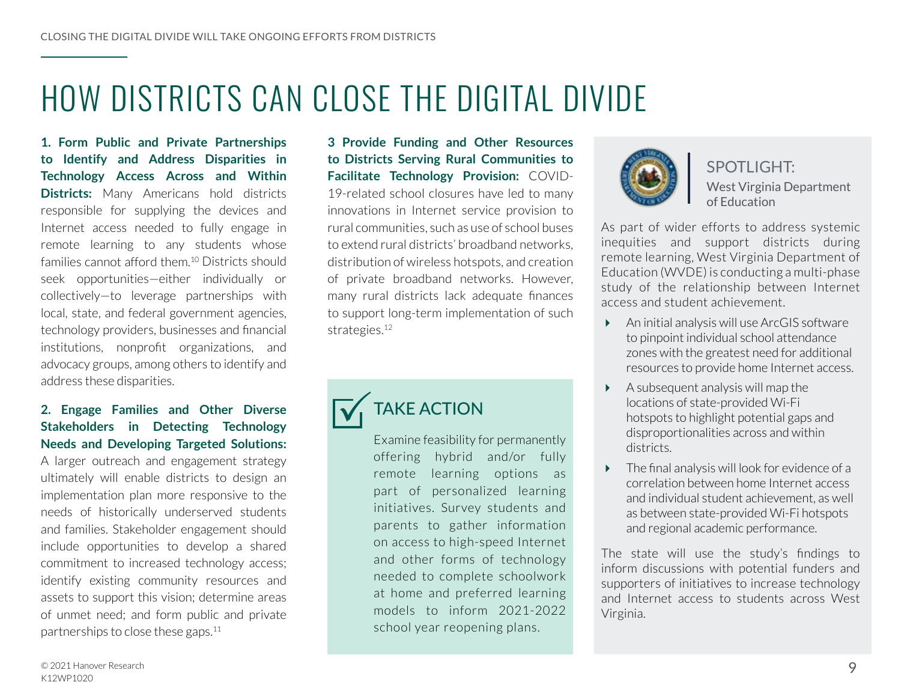# HOW DISTRICTS CAN CLOSE THE DIGITAL DIVIDE

**1. Form Public and Private Partnerships to Identify and Address Disparities in Technology Access Across and Within Districts:** Many Americans hold districts responsible for supplying the devices and Internet access needed to fully engage in remote learning to any students whose families cannot afford them.[10] Districts should seek opportunities—either individually or collectively—to leverage partnerships with local, state, and federal government agencies, technology providers, businesses and financial institutions, nonprofit organizations, and advocacy groups, among others to identify and address these disparities.

**2. Engage Families and Other Diverse Stakeholders in Detecting Technology Needs and Developing Targeted Solutions:** A larger outreach and engagement strategy ultimately will enable districts to design an implementation plan more responsive to the needs of historically underserved students and families. Stakeholder engagement should include opportunities to develop a shared commitment to increased technology access; identify existing community resources and assets to support this vision; determine areas of unmet need; and form public and private partnerships to close these gaps.[11]

**3 Provide Funding and Other Resources to Districts Serving Rural Communities to Facilitate Technology Provision:** COVID-19-related school closures have led to many innovations in Internet service provision to rural communities, such as use of school buses to extend rural districts' broadband networks, distribution of wireless hotspots, and creation of private broadband networks. However, many rural districts lack adequate finances to support long-term implementation of such strategies.[12]

## TAKE ACTION

Examine feasibility for permanently offering hybrid and/or fully remote learning options as part of personalized learning initiatives. Survey students and parents to gather information on access to high-speed Internet and other forms of technology needed to complete schoolwork at home and preferred learning models to inform 2021-2022 school year reopening plans.

## SPOTLIGHT: West Virginia Department of Education

As part of wider efforts to address systemic inequities and support districts during remote learning, West Virginia Department of Education (WVDE) is conducting a multi-phase study of the relationship between Internet access and student achievement.

- An initial analysis will use ArcGIS software to pinpoint individual school attendance zones with the greatest need for additional resources to provide home Internet access.
- A subsequent analysis will map the locations of state-provided Wi-Fi hotspots to highlight potential gaps and disproportionalities across and within districts.
- The final analysis will look for evidence of a correlation between home Internet access and individual student achievement, as well as between state-provided Wi-Fi hotspots and regional academic performance.

The state will use the study's findings to inform discussions with potential funders and supporters of initiatives to increase technology and Internet access to students across West Virginia.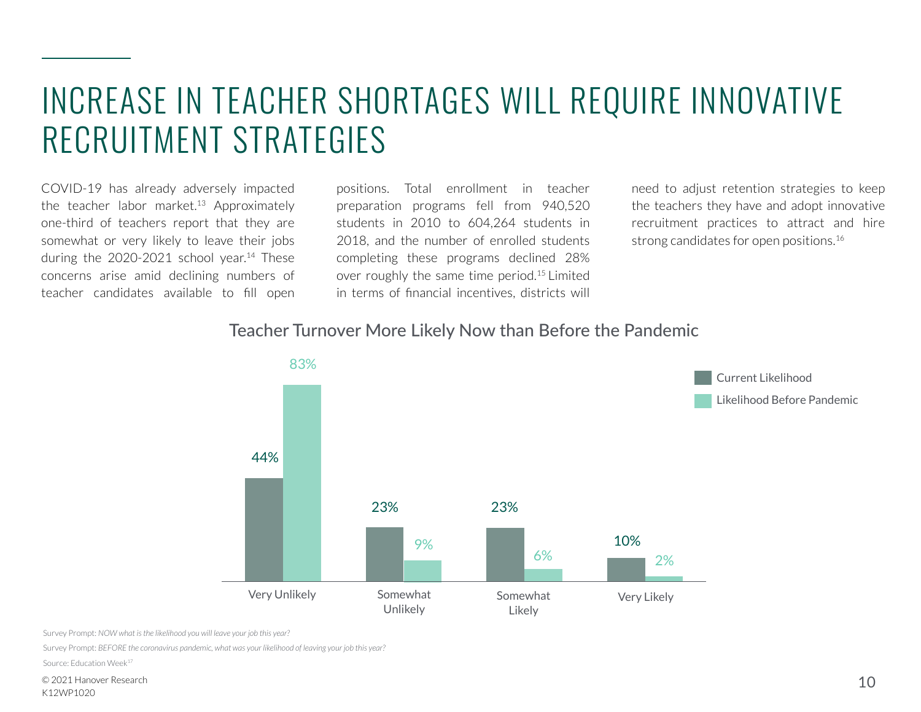# INCREASE IN TEACHER SHORTAGES WILL REQUIRE INNOVATIVE RECRUITMENT STRATEGIES

COVID-19 has already adversely impacted the teacher labor market.[13] Approximately one-third of teachers report that they are somewhat or very likely to leave their jobs during the 2020-2021 school year.[14] These concerns arise amid declining numbers of teacher candidates available to fill open positions. Total enrollment in teacher preparation programs fell from 940,520 students in 2010 to 604,264 students in 2018, and the number of enrolled students completing these programs declined 28% over roughly the same time period.[15] Limited in terms of financial incentives, districts will need to adjust retention strategies to keep the teachers they have and adopt innovative recruitment practices to attract and hire strong candidates for open positions.[16]

**Teacher Turnover More Likely Now than Before the Pandemic**

| | Current Likelihood | Likelihood Before Pandemic |
|---|---|---|
| Very Unlikely | 44% | 83% |
| Somewhat Unlikely | 23% | 9% |
| Somewhat Likely | 23% | 6% |
| Very Likely | 10% | 2% |

Survey Prompt: *NOW what is the likelihood you will leave your job this year?*

Survey Prompt: *BEFORE the coronavirus pandemic, what was your likelihood of leaving your job this year?*

Source: Education Week[17]

© 2021 Hanover Research
K12WP1020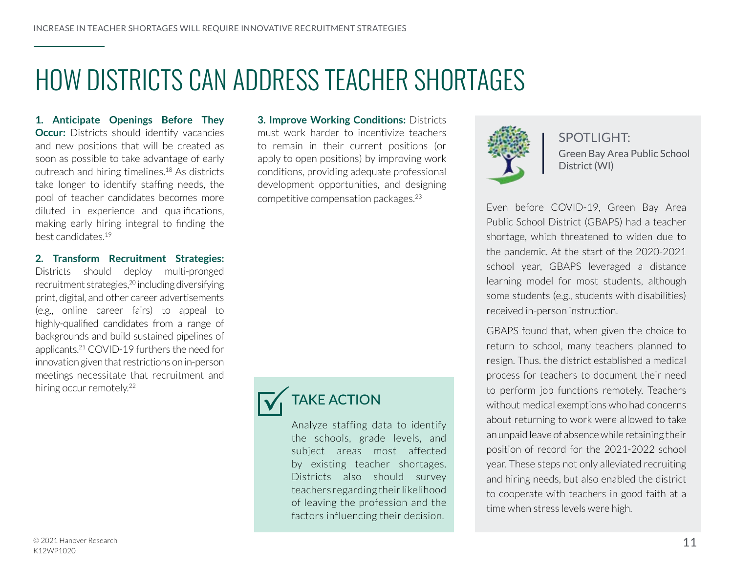# HOW DISTRICTS CAN ADDRESS TEACHER SHORTAGES

**1. Anticipate Openings Before They Occur:** Districts should identify vacancies and new positions that will be created as soon as possible to take advantage of early outreach and hiring timelines.[18] As districts take longer to identify staffing needs, the pool of teacher candidates becomes more diluted in experience and qualifications, making early hiring integral to finding the best candidates.[19]

**2. Transform Recruitment Strategies:** Districts should deploy multi-pronged recruitment strategies,[20] including diversifying print, digital, and other career advertisements (e.g., online career fairs) to appeal to highly-qualified candidates from a range of backgrounds and build sustained pipelines of applicants.[21] COVID-19 furthers the need for innovation given that restrictions on in-person meetings necessitate that recruitment and hiring occur remotely.[22]

**3. Improve Working Conditions:** Districts must work harder to incentivize teachers to remain in their current positions (or apply to open positions) by improving work conditions, providing adequate professional development opportunities, and designing competitive compensation packages.[23]

## TAKE ACTION

Analyze staffing data to identify the schools, grade levels, and subject areas most affected by existing teacher shortages. Districts also should survey teachers regarding their likelihood of leaving the profession and the factors influencing their decision.

## SPOTLIGHT:

Green Bay Area Public School District (WI)

Even before COVID-19, Green Bay Area Public School District (GBAPS) had a teacher shortage, which threatened to widen due to the pandemic. At the start of the 2020-2021 school year, GBAPS leveraged a distance learning model for most students, although some students (e.g., students with disabilities) received in-person instruction.

GBAPS found that, when given the choice to return to school, many teachers planned to resign. Thus. the district established a medical process for teachers to document their need to perform job functions remotely. Teachers without medical exemptions who had concerns about returning to work were allowed to take an unpaid leave of absence while retaining their position of record for the 2021-2022 school year. These steps not only alleviated recruiting and hiring needs, but also enabled the district to cooperate with teachers in good faith at a time when stress levels were high.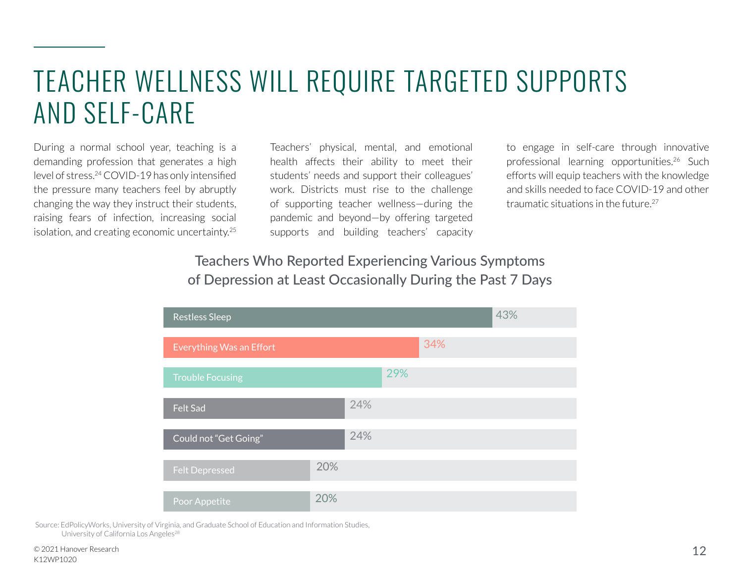# TEACHER WELLNESS WILL REQUIRE TARGETED SUPPORTS AND SELF-CARE

During a normal school year, teaching is a demanding profession that generates a high level of stress.[24] COVID-19 has only intensified the pressure many teachers feel by abruptly changing the way they instruct their students, raising fears of infection, increasing social isolation, and creating economic uncertainty.[25]

Teachers' physical, mental, and emotional health affects their ability to meet their students' needs and support their colleagues' work. Districts must rise to the challenge of supporting teacher wellness—during the pandemic and beyond—by offering targeted supports and building teachers' capacity to engage in self-care through innovative professional learning opportunities.[26] Such efforts will equip teachers with the knowledge and skills needed to face COVID-19 and other traumatic situations in the future.[27]

**Teachers Who Reported Experiencing Various Symptoms of Depression at Least Occasionally During the Past 7 Days**

| Symptom | Percentage |
|---|---|
| Restless Sleep | 43% |
| Everything Was an Effort | 34% |
| Trouble Focusing | 29% |
| Felt Sad | 24% |
| Could not "Get Going" | 24% |
| Felt Depressed | 20% |
| Poor Appetite | 20% |

Source: EdPolicyWorks, University of Virginia, and Graduate School of Education and Information Studies, University of California Los Angeles[28]

© 2021 Hanover Research
K12WP1020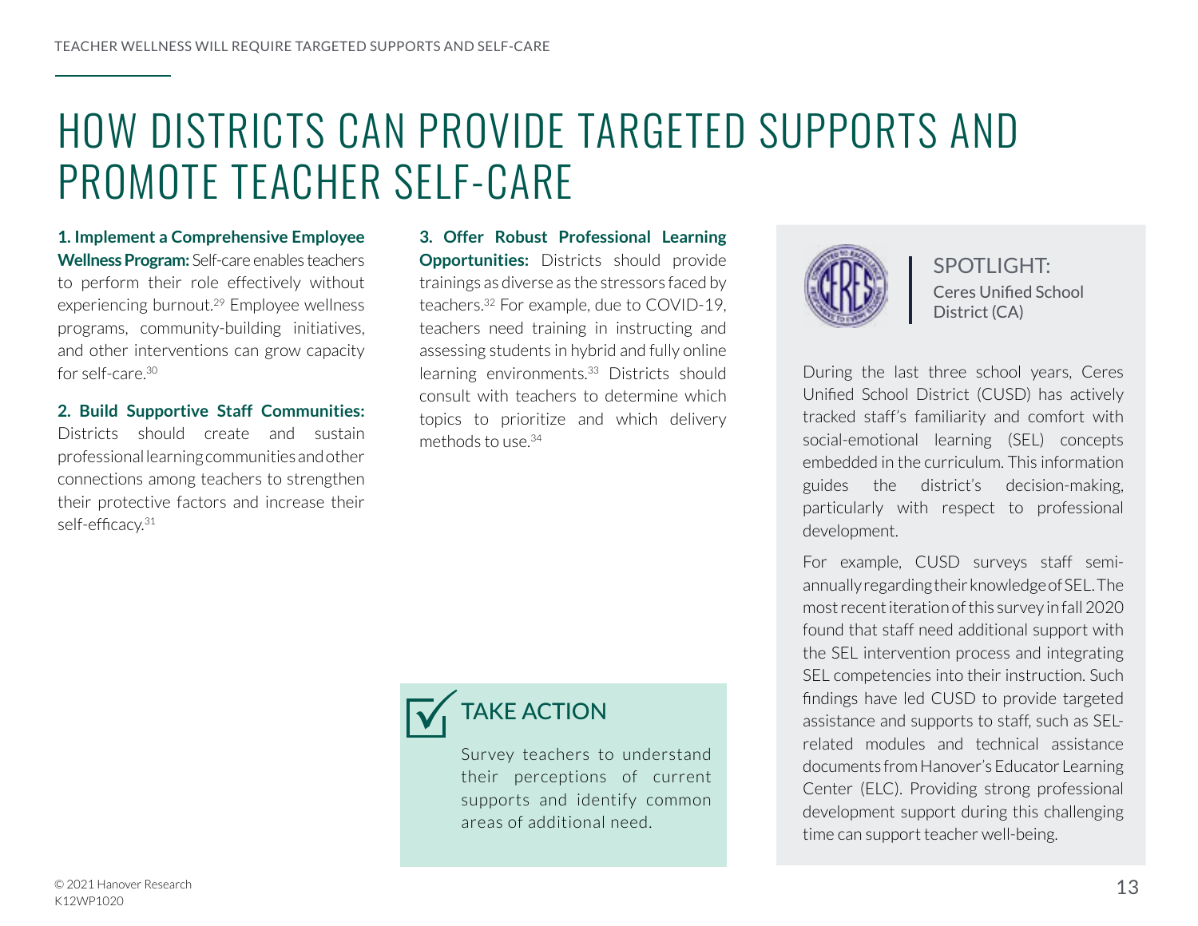# HOW DISTRICTS CAN PROVIDE TARGETED SUPPORTS AND PROMOTE TEACHER SELF-CARE

**1. Implement a Comprehensive Employee Wellness Program:** Self-care enables teachers to perform their role effectively without experiencing burnout.[29] Employee wellness programs, community-building initiatives, and other interventions can grow capacity for self-care.[30]

**2. Build Supportive Staff Communities:** Districts should create and sustain professional learning communities and other connections among teachers to strengthen their protective factors and increase their self-efficacy.[31]

**3. Offer Robust Professional Learning Opportunities:** Districts should provide trainings as diverse as the stressors faced by teachers.[32] For example, due to COVID-19, teachers need training in instructing and assessing students in hybrid and fully online learning environments.[33] Districts should consult with teachers to determine which topics to prioritize and which delivery methods to use.[34]

## TAKE ACTION

Survey teachers to understand their perceptions of current supports and identify common areas of additional need.

## SPOTLIGHT: Ceres Unified School District (CA)

During the last three school years, Ceres Unified School District (CUSD) has actively tracked staff's familiarity and comfort with social-emotional learning (SEL) concepts embedded in the curriculum. This information guides the district's decision-making, particularly with respect to professional development.

For example, CUSD surveys staff semi-annually regarding their knowledge of SEL. The most recent iteration of this survey in fall 2020 found that staff need additional support with the SEL intervention process and integrating SEL competencies into their instruction. Such findings have led CUSD to provide targeted assistance and supports to staff, such as SEL-related modules and technical assistance documents from Hanover's Educator Learning Center (ELC). Providing strong professional development support during this challenging time can support teacher well-being.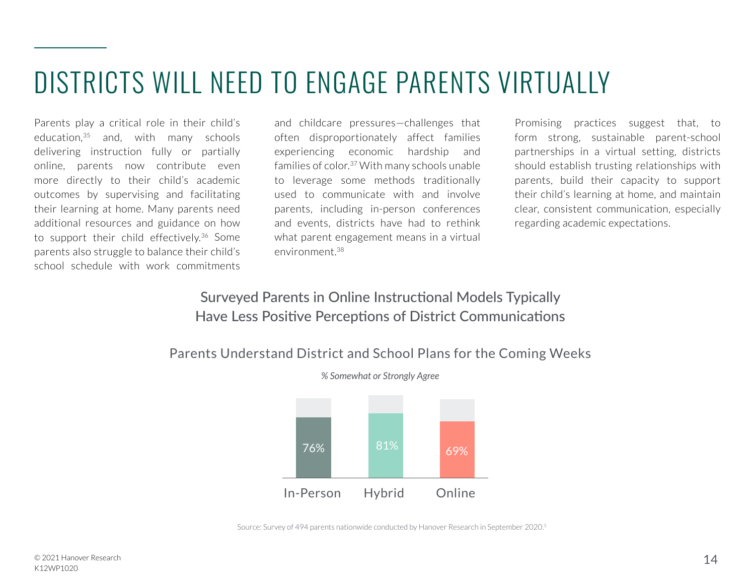# DISTRICTS WILL NEED TO ENGAGE PARENTS VIRTUALLY

Parents play a critical role in their child's education,[35] and, with many schools delivering instruction fully or partially online, parents now contribute even more directly to their child's academic outcomes by supervising and facilitating their learning at home. Many parents need additional resources and guidance on how to support their child effectively.[36] Some parents also struggle to balance their child's school schedule with work commitments and childcare pressures—challenges that often disproportionately affect families experiencing economic hardship and families of color.[37] With many schools unable to leverage some methods traditionally used to communicate with and involve parents, including in-person conferences and events, districts have had to rethink what parent engagement means in a virtual environment.[38]

Promising practices suggest that, to form strong, sustainable parent-school partnerships in a virtual setting, districts should establish trusting relationships with parents, build their capacity to support their child's learning at home, and maintain clear, consistent communication, especially regarding academic expectations.

## Surveyed Parents in Online Instructional Models Typically Have Less Positive Perceptions of District Communications

### Parents Understand District and School Plans for the Coming Weeks

*% Somewhat or Strongly Agree*

| In-Person | Hybrid | Online |
|---|---|---|
| 76% | 81% | 69% |

Source: Survey of 494 parents nationwide conducted by Hanover Research in September 2020.[5]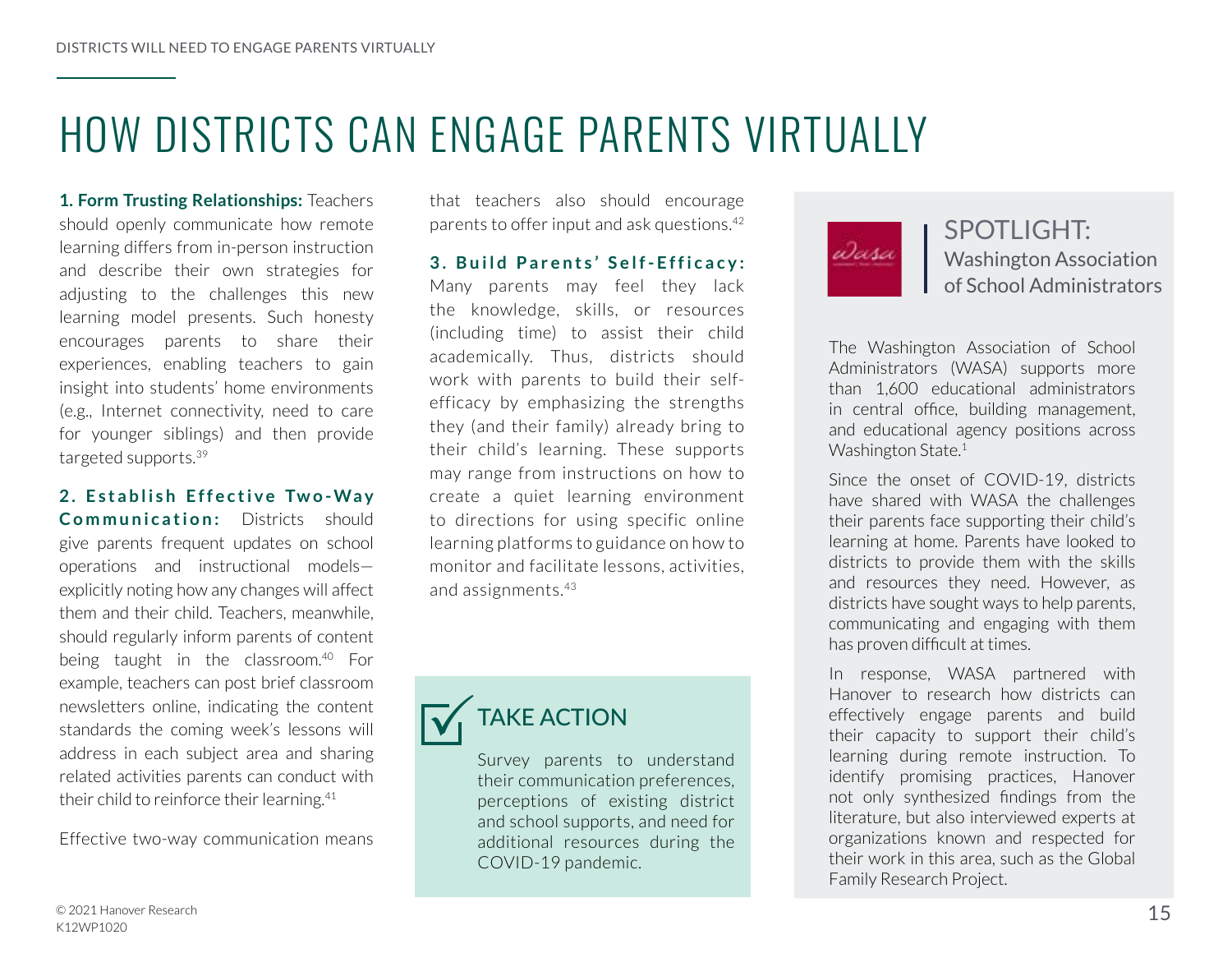# HOW DISTRICTS CAN ENGAGE PARENTS VIRTUALLY

**1. Form Trusting Relationships:** Teachers should openly communicate how remote learning differs from in-person instruction and describe their own strategies for adjusting to the challenges this new learning model presents. Such honesty encourages parents to share their experiences, enabling teachers to gain insight into students' home environments (e.g., Internet connectivity, need to care for younger siblings) and then provide targeted supports.[39]

**2. Establish Effective Two-Way Communication:** Districts should give parents frequent updates on school operations and instructional models—explicitly noting how any changes will affect them and their child. Teachers, meanwhile, should regularly inform parents of content being taught in the classroom.[40] For example, teachers can post brief classroom newsletters online, indicating the content standards the coming week's lessons will address in each subject area and sharing related activities parents can conduct with their child to reinforce their learning.[41]

Effective two-way communication means that teachers also should encourage parents to offer input and ask questions.[42]

**3. Build Parents' Self-Efficacy:** Many parents may feel they lack the knowledge, skills, or resources (including time) to assist their child academically. Thus, districts should work with parents to build their self-efficacy by emphasizing the strengths they (and their family) already bring to their child's learning. These supports may range from instructions on how to create a quiet learning environment to directions for using specific online learning platforms to guidance on how to monitor and facilitate lessons, activities, and assignments.[43]

## TAKE ACTION

Survey parents to understand their communication preferences, perceptions of existing district and school supports, and need for additional resources during the COVID-19 pandemic.

## SPOTLIGHT: Washington Association of School Administrators

The Washington Association of School Administrators (WASA) supports more than 1,600 educational administrators in central office, building management, and educational agency positions across Washington State.[1]

Since the onset of COVID-19, districts have shared with WASA the challenges their parents face supporting their child's learning at home. Parents have looked to districts to provide them with the skills and resources they need. However, as districts have sought ways to help parents, communicating and engaging with them has proven difficult at times.

In response, WASA partnered with Hanover to research how districts can effectively engage parents and build their capacity to support their child's learning during remote instruction. To identify promising practices, Hanover not only synthesized findings from the literature, but also interviewed experts at organizations known and respected for their work in this area, such as the Global Family Research Project.

© 2021 Hanover Research
K12WP1020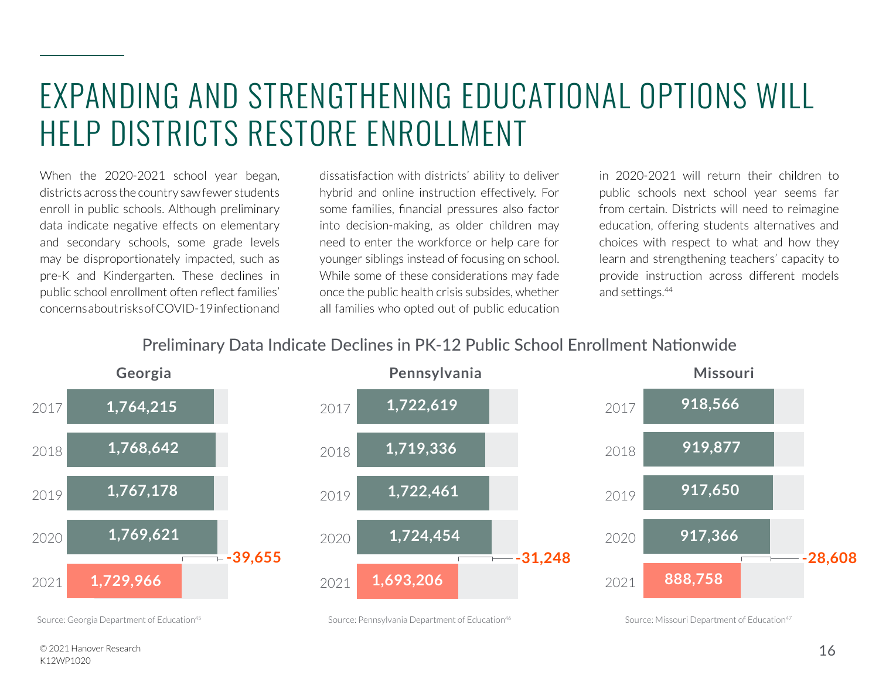# EXPANDING AND STRENGTHENING EDUCATIONAL OPTIONS WILL HELP DISTRICTS RESTORE ENROLLMENT

When the 2020-2021 school year began, districts across the country saw fewer students enroll in public schools. Although preliminary data indicate negative effects on elementary and secondary schools, some grade levels may be disproportionately impacted, such as pre-K and Kindergarten. These declines in public school enrollment often reflect families' concerns about risks of COVID-19 infection and dissatisfaction with districts' ability to deliver hybrid and online instruction effectively. For some families, financial pressures also factor into decision-making, as older children may need to enter the workforce or help care for younger siblings instead of focusing on school. While some of these considerations may fade once the public health crisis subsides, whether all families who opted out of public education in 2020-2021 will return their children to public schools next school year seems far from certain. Districts will need to reimagine education, offering students alternatives and choices with respect to what and how they learn and strengthening teachers' capacity to provide instruction across different models and settings.[44]

## Preliminary Data Indicate Declines in PK-12 Public School Enrollment Nationwide

| Year | Georgia | Pennsylvania | Missouri |
| --- | --- | --- | --- |
| 2017 | 1,764,215 | 1,722,619 | 918,566 |
| 2018 | 1,768,642 | 1,719,336 | 919,877 |
| 2019 | 1,767,178 | 1,722,461 | 917,650 |
| 2020 | 1,769,621 | 1,724,454 | 917,366 |
| 2021 | 1,729,966 | 1,693,206 | 888,758 |
| Change (2020–2021) | -39,655 | -31,248 | -28,608 |

Source: Georgia Department of Education[45]

Source: Pennsylvania Department of Education[46]

Source: Missouri Department of Education[47]

© 2021 Hanover Research
K12WP1020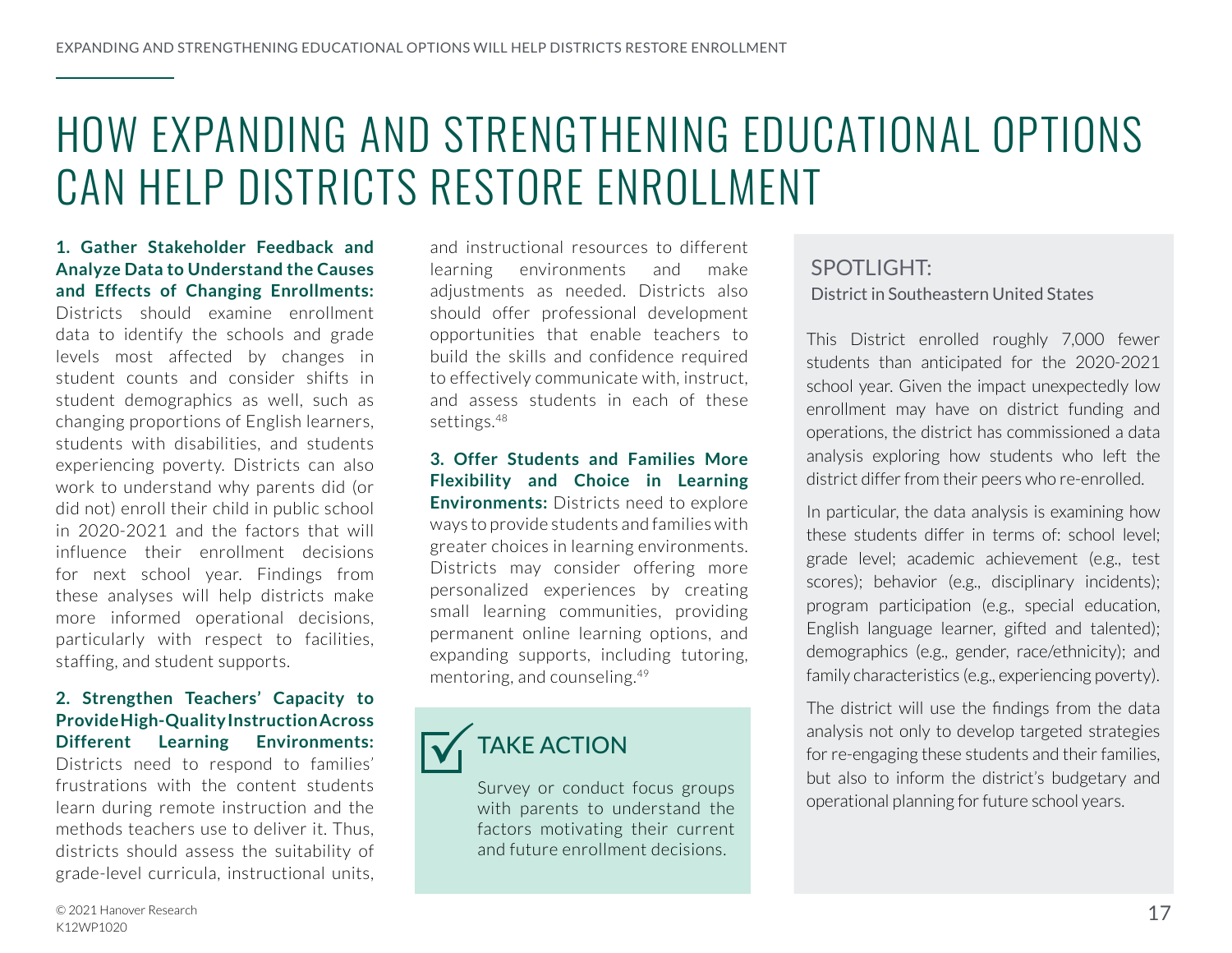# HOW EXPANDING AND STRENGTHENING EDUCATIONAL OPTIONS CAN HELP DISTRICTS RESTORE ENROLLMENT

**1. Gather Stakeholder Feedback and Analyze Data to Understand the Causes and Effects of Changing Enrollments:** Districts should examine enrollment data to identify the schools and grade levels most affected by changes in student counts and consider shifts in student demographics as well, such as changing proportions of English learners, students with disabilities, and students experiencing poverty. Districts can also work to understand why parents did (or did not) enroll their child in public school in 2020-2021 and the factors that will influence their enrollment decisions for next school year. Findings from these analyses will help districts make more informed operational decisions, particularly with respect to facilities, staffing, and student supports.

**2. Strengthen Teachers' Capacity to Provide High-Quality Instruction Across Different Learning Environments:** Districts need to respond to families' frustrations with the content students learn during remote instruction and the methods teachers use to deliver it. Thus, districts should assess the suitability of grade-level curricula, instructional units, and instructional resources to different learning environments and make adjustments as needed. Districts also should offer professional development opportunities that enable teachers to build the skills and confidence required to effectively communicate with, instruct, and assess students in each of these settings.[48]

**3. Offer Students and Families More Flexibility and Choice in Learning Environments:** Districts need to explore ways to provide students and families with greater choices in learning environments. Districts may consider offering more personalized experiences by creating small learning communities, providing permanent online learning options, and expanding supports, including tutoring, mentoring, and counseling.[49]

## TAKE ACTION

Survey or conduct focus groups with parents to understand the factors motivating their current and future enrollment decisions.

## SPOTLIGHT:

District in Southeastern United States

This District enrolled roughly 7,000 fewer students than anticipated for the 2020-2021 school year. Given the impact unexpectedly low enrollment may have on district funding and operations, the district has commissioned a data analysis exploring how students who left the district differ from their peers who re-enrolled.

In particular, the data analysis is examining how these students differ in terms of: school level; grade level; academic achievement (e.g., test scores); behavior (e.g., disciplinary incidents); program participation (e.g., special education, English language learner, gifted and talented); demographics (e.g., gender, race/ethnicity); and family characteristics (e.g., experiencing poverty).

The district will use the findings from the data analysis not only to develop targeted strategies for re-engaging these students and their families, but also to inform the district's budgetary and operational planning for future school years.

© 2021 Hanover Research
K12WP1020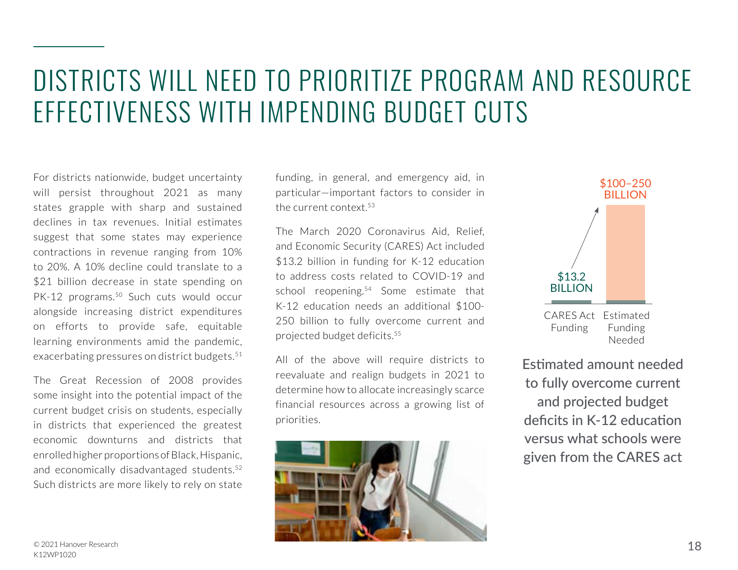# DISTRICTS WILL NEED TO PRIORITIZE PROGRAM AND RESOURCE EFFECTIVENESS WITH IMPENDING BUDGET CUTS

For districts nationwide, budget uncertainty will persist throughout 2021 as many states grapple with sharp and sustained declines in tax revenues. Initial estimates suggest that some states may experience contractions in revenue ranging from 10% to 20%. A 10% decline could translate to a $21 billion decrease in state spending on PK-12 programs.[50] Such cuts would occur alongside increasing district expenditures on efforts to provide safe, equitable learning environments amid the pandemic, exacerbating pressures on district budgets.[51]

The Great Recession of 2008 provides some insight into the potential impact of the current budget crisis on students, especially in districts that experienced the greatest economic downturns and districts that enrolled higher proportions of Black, Hispanic, and economically disadvantaged students.[52] Such districts are more likely to rely on state funding, in general, and emergency aid, in particular—important factors to consider in the current context.[53]

The March 2020 Coronavirus Aid, Relief, and Economic Security (CARES) Act included $13.2 billion in funding for K-12 education to address costs related to COVID-19 and school reopening.[54] Some estimate that K-12 education needs an additional $100-250 billion to fully overcome current and projected budget deficits.[55]

All of the above will require districts to reevaluate and realign budgets in 2021 to determine how to allocate increasingly scarce financial resources across a growing list of priorities.

| CARES Act Funding | Estimated Funding Needed |
| --- | --- |
| $13.2 BILLION | $100–250 BILLION |

Estimated amount needed to fully overcome current and projected budget deficits in K-12 education versus what schools were given from the CARES act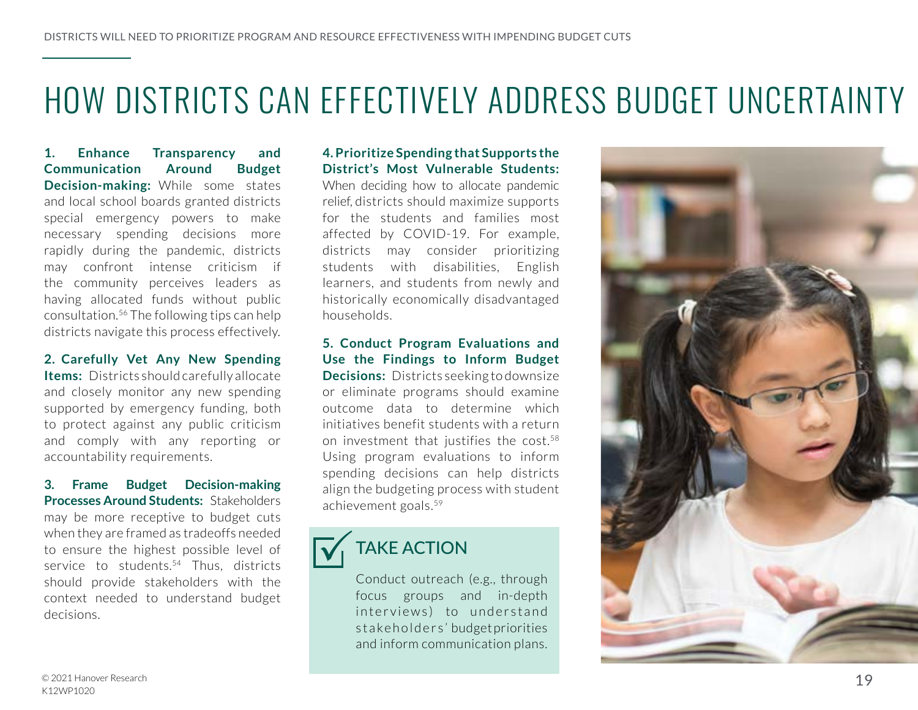# HOW DISTRICTS CAN EFFECTIVELY ADDRESS BUDGET UNCERTAINTY

**1. Enhance Transparency and Communication Around Budget Decision-making:** While some states and local school boards granted districts special emergency powers to make necessary spending decisions more rapidly during the pandemic, districts may confront intense criticism if the community perceives leaders as having allocated funds without public consultation.[56] The following tips can help districts navigate this process effectively.

**2. Carefully Vet Any New Spending Items:** Districts should carefully allocate and closely monitor any new spending supported by emergency funding, both to protect against any public criticism and comply with any reporting or accountability requirements.

**3. Frame Budget Decision-making Processes Around Students:** Stakeholders may be more receptive to budget cuts when they are framed as tradeoffs needed to ensure the highest possible level of service to students.[54] Thus, districts should provide stakeholders with the context needed to understand budget decisions.

**4. Prioritize Spending that Supports the District's Most Vulnerable Students:** When deciding how to allocate pandemic relief, districts should maximize supports for the students and families most affected by COVID-19. For example, districts may consider prioritizing students with disabilities, English learners, and students from newly and historically economically disadvantaged households.

**5. Conduct Program Evaluations and Use the Findings to Inform Budget Decisions:** Districts seeking to downsize or eliminate programs should examine outcome data to determine which initiatives benefit students with a return on investment that justifies the cost.[58] Using program evaluations to inform spending decisions can help districts align the budgeting process with student achievement goals.[59]

## TAKE ACTION

Conduct outreach (e.g., through focus groups and in-depth interviews) to understand stakeholders' budget priorities and inform communication plans.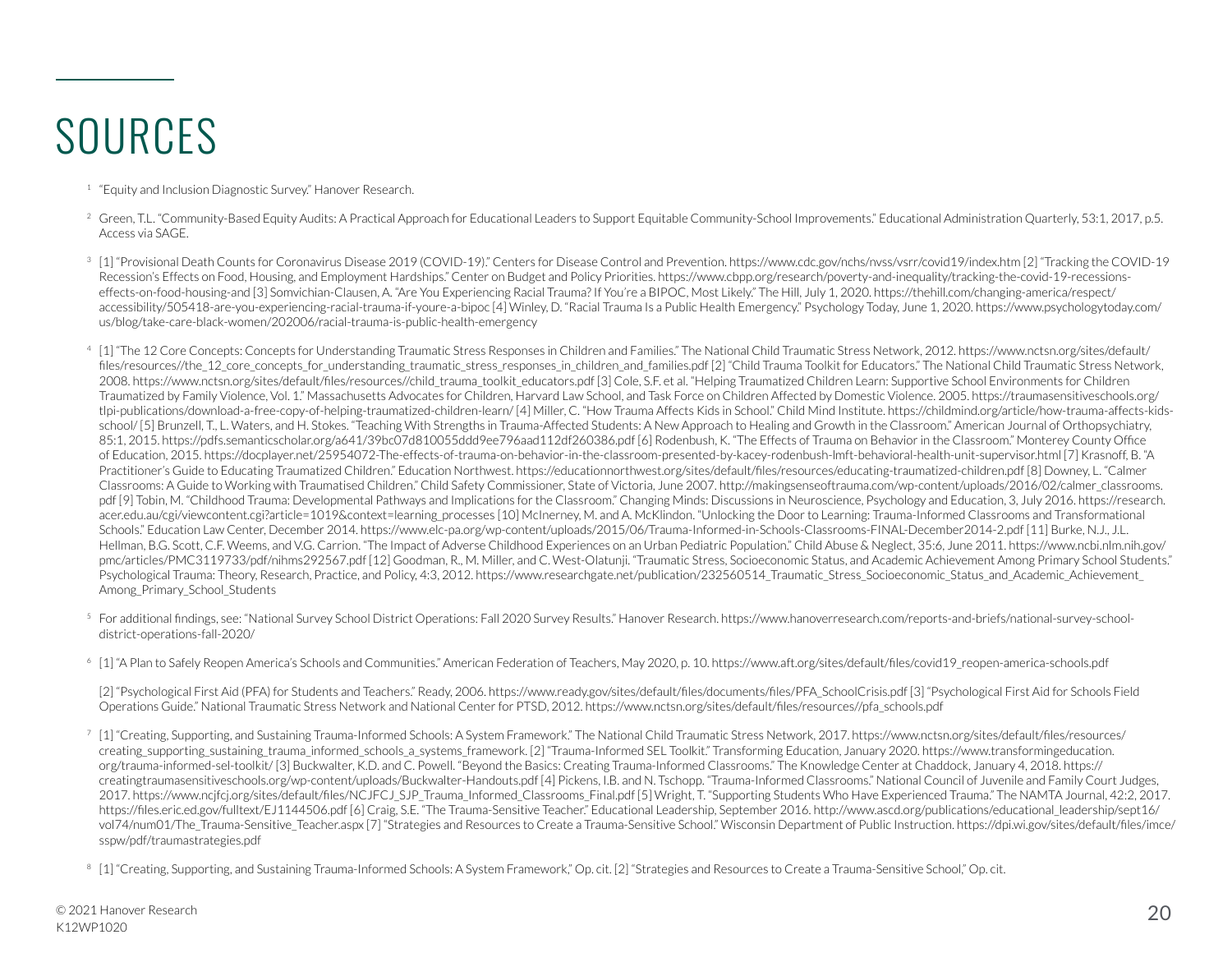# SOURCES

1. "Equity and Inclusion Diagnostic Survey." Hanover Research.

2. Green, T.L. "Community-Based Equity Audits: A Practical Approach for Educational Leaders to Support Equitable Community-School Improvements." Educational Administration Quarterly, 53:1, 2017, p.5. Access via SAGE.

3. [1] "Provisional Death Counts for Coronavirus Disease 2019 (COVID-19)." Centers for Disease Control and Prevention. https://www.cdc.gov/nchs/nvss/vsrr/covid19/index.htm [2] "Tracking the COVID-19 Recession's Effects on Food, Housing, and Employment Hardships." Center on Budget and Policy Priorities. https://www.cbpp.org/research/poverty-and-inequality/tracking-the-covid-19-recessions-effects-on-food-housing-and [3] Somvichian-Clausen, A. "Are You Experiencing Racial Trauma? If You're a BIPOC, Most Likely." The Hill, July 1, 2020. https://thehill.com/changing-america/respect/accessibility/505418-are-you-experiencing-racial-trauma-if-youre-a-bipoc [4] Winley, D. "Racial Trauma Is a Public Health Emergency." Psychology Today, June 1, 2020. https://www.psychologytoday.com/us/blog/take-care-black-women/202006/racial-trauma-is-public-health-emergency

4. [1] "The 12 Core Concepts: Concepts for Understanding Traumatic Stress Responses in Children and Families." The National Child Traumatic Stress Network, 2012. https://www.nctsn.org/sites/default/files/resources//the_12_core_concepts_for_understanding_traumatic_stress_responses_in_children_and_families.pdf [2] "Child Trauma Toolkit for Educators." The National Child Traumatic Stress Network, 2008. https://www.nctsn.org/sites/default/files/resources//child_trauma_toolkit_educators.pdf [3] Cole, S.F. et al. "Helping Traumatized Children Learn: Supportive School Environments for Children Traumatized by Family Violence, Vol. 1." Massachusetts Advocates for Children, Harvard Law School, and Task Force on Children Affected by Domestic Violence. 2005. https://traumasensitiveschools.org/tlpi-publications/download-a-free-copy-of-helping-traumatized-children-learn/ [4] Miller, C. "How Trauma Affects Kids in School." Child Mind Institute. https://childmind.org/article/how-trauma-affects-kids-school/ [5] Brunzell, T., L. Waters, and H. Stokes. "Teaching With Strengths in Trauma-Affected Students: A New Approach to Healing and Growth in the Classroom." American Journal of Orthopsychiatry, 85:1, 2015. https://pdfs.semanticscholar.org/a641/39bc07d810055ddd9ee796aad112df260386.pdf [6] Rodenbush, K. "The Effects of Trauma on Behavior in the Classroom." Monterey County Office of Education, 2015. https://docplayer.net/25954072-The-effects-of-trauma-on-behavior-in-the-classroom-presented-by-kacey-rodenbush-lmft-behavioral-health-unit-supervisor.html [7] Krasnoff, B. "A Practitioner's Guide to Educating Traumatized Children." Education Northwest. https://educationnorthwest.org/sites/default/files/resources/educating-traumatized-children.pdf [8] Downey, L. "Calmer Classrooms: A Guide to Working with Traumatised Children." Child Safety Commissioner, State of Victoria, June 2007. http://makingsenseoftrauma.com/wp-content/uploads/2016/02/calmer_classrooms.pdf [9] Tobin, M. "Childhood Trauma: Developmental Pathways and Implications for the Classroom." Changing Minds: Discussions in Neuroscience, Psychology and Education, 3, July 2016. https://research.acer.edu.au/cgi/viewcontent.cgi?article=1019&context=learning_processes [10] McInerney, M. and A. McKlindon. "Unlocking the Door to Learning: Trauma-Informed Classrooms and Transformational Schools." Education Law Center, December 2014. https://www.elc-pa.org/wp-content/uploads/2015/06/Trauma-Informed-in-Schools-Classrooms-FINAL-December2014-2.pdf [11] Burke, N.J., J.L. Hellman, B.G. Scott, C.F. Weems, and V.G. Carrion. "The Impact of Adverse Childhood Experiences on an Urban Pediatric Population." Child Abuse & Neglect, 35:6, June 2011. https://www.ncbi.nlm.nih.gov/pmc/articles/PMC3119733/pdf/nihms292567.pdf [12] Goodman, R., M. Miller, and C. West-Olatunji. "Traumatic Stress, Socioeconomic Status, and Academic Achievement Among Primary School Students." Psychological Trauma: Theory, Research, Practice, and Policy, 4:3, 2012. https://www.researchgate.net/publication/232560514_Traumatic_Stress_Socioeconomic_Status_and_Academic_Achievement_Among_Primary_School_Students

5. For additional findings, see: "National Survey School District Operations: Fall 2020 Survey Results." Hanover Research. https://www.hanoverresearch.com/reports-and-briefs/national-survey-school-district-operations-fall-2020/

6. [1] "A Plan to Safely Reopen America's Schools and Communities." American Federation of Teachers, May 2020, p. 10. https://www.aft.org/sites/default/files/covid19_reopen-america-schools.pdf

   [2] "Psychological First Aid (PFA) for Students and Teachers." Ready, 2006. https://www.ready.gov/sites/default/files/documents/files/PFA_SchoolCrisis.pdf [3] "Psychological First Aid for Schools Field Operations Guide." National Traumatic Stress Network and National Center for PTSD, 2012. https://www.nctsn.org/sites/default/files/resources//pfa_schools.pdf

7. [1] "Creating, Supporting, and Sustaining Trauma-Informed Schools: A System Framework." The National Child Traumatic Stress Network, 2017. https://www.nctsn.org/sites/default/files/resources/creating_supporting_sustaining_trauma_informed_schools_a_systems_framework. [2] "Trauma-Informed SEL Toolkit." Transforming Education, January 2020. https://www.transformingeducation.org/trauma-informed-sel-toolkit/ [3] Buckwalter, K.D. and C. Powell. "Beyond the Basics: Creating Trauma-Informed Classrooms." The Knowledge Center at Chaddock, January 4, 2018. https://creatingtraumasensitiveschools.org/wp-content/uploads/Buckwalter-Handouts.pdf [4] Pickens, I.B. and N. Tschopp. "Trauma-Informed Classrooms." National Council of Juvenile and Family Court Judges, 2017. https://www.ncjfcj.org/sites/default/files/NCJFCJ_SJP_Trauma_Informed_Classrooms_Final.pdf [5] Wright, T. "Supporting Students Who Have Experienced Trauma." The NAMTA Journal, 42:2, 2017. https://files.eric.ed.gov/fulltext/EJ1144506.pdf [6] Craig, S.E. "The Trauma-Sensitive Teacher." Educational Leadership, September 2016. http://www.ascd.org/publications/educational_leadership/sept16/vol74/num01/The_Trauma-Sensitive_Teacher.aspx [7] "Strategies and Resources to Create a Trauma-Sensitive School." Wisconsin Department of Public Instruction. https://dpi.wi.gov/sites/default/files/imce/sspw/pdf/traumastrategies.pdf

8. [1] "Creating, Supporting, and Sustaining Trauma-Informed Schools: A System Framework," Op. cit. [2] "Strategies and Resources to Create a Trauma-Sensitive School," Op. cit.

© 2021 Hanover Research
K12WP1020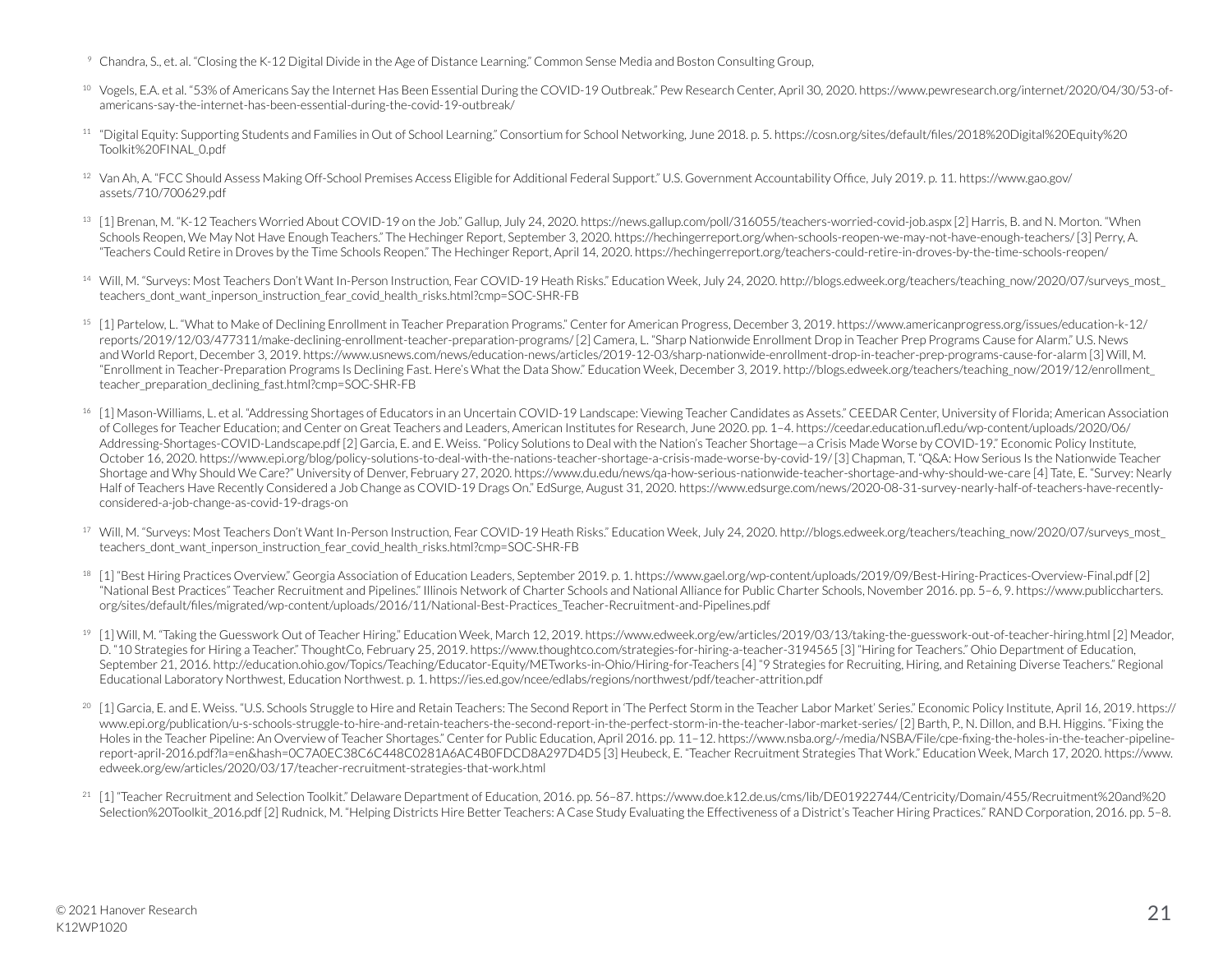[9] Chandra, S., et. al. "Closing the K-12 Digital Divide in the Age of Distance Learning." Common Sense Media and Boston Consulting Group,

[10] Vogels, E.A. et al. "53% of Americans Say the Internet Has Been Essential During the COVID-19 Outbreak." Pew Research Center, April 30, 2020. https://www.pewresearch.org/internet/2020/04/30/53-of-americans-say-the-internet-has-been-essential-during-the-covid-19-outbreak/

[11] "Digital Equity: Supporting Students and Families in Out of School Learning." Consortium for School Networking, June 2018. p. 5. https://cosn.org/sites/default/files/2018%20Digital%20Equity%20Toolkit%20FINAL_0.pdf

[12] Van Ah, A. "FCC Should Assess Making Off-School Premises Access Eligible for Additional Federal Support." U.S. Government Accountability Office, July 2019. p. 11. https://www.gao.gov/assets/710/700629.pdf

[13] [1] Brenan, M. "K-12 Teachers Worried About COVID-19 on the Job." Gallup, July 24, 2020. https://news.gallup.com/poll/316055/teachers-worried-covid-job.aspx [2] Harris, B. and N. Morton. "When Schools Reopen, We May Not Have Enough Teachers." The Hechinger Report, September 3, 2020. https://hechingerreport.org/when-schools-reopen-we-may-not-have-enough-teachers/ [3] Perry, A. "Teachers Could Retire in Droves by the Time Schools Reopen." The Hechinger Report, April 14, 2020. https://hechingerreport.org/teachers-could-retire-in-droves-by-the-time-schools-reopen/

[14] Will, M. "Surveys: Most Teachers Don't Want In-Person Instruction, Fear COVID-19 Heath Risks." Education Week, July 24, 2020. http://blogs.edweek.org/teachers/teaching_now/2020/07/surveys_most_teachers_dont_want_inperson_instruction_fear_covid_health_risks.html?cmp=SOC-SHR-FB

[15] [1] Partelow, L. "What to Make of Declining Enrollment in Teacher Preparation Programs." Center for American Progress, December 3, 2019. https://www.americanprogress.org/issues/education-k-12/reports/2019/12/03/477311/make-declining-enrollment-teacher-preparation-programs/ [2] Camera, L. "Sharp Nationwide Enrollment Drop in Teacher Prep Programs Cause for Alarm." U.S. News and World Report, December 3, 2019. https://www.usnews.com/news/education-news/articles/2019-12-03/sharp-nationwide-enrollment-drop-in-teacher-prep-programs-cause-for-alarm [3] Will, M. "Enrollment in Teacher-Preparation Programs Is Declining Fast. Here's What the Data Show." Education Week, December 3, 2019. http://blogs.edweek.org/teachers/teaching_now/2019/12/enrollment_teacher_preparation_declining_fast.html?cmp=SOC-SHR-FB

[16] [1] Mason-Williams, L. et al. "Addressing Shortages of Educators in an Uncertain COVID-19 Landscape: Viewing Teacher Candidates as Assets." CEEDAR Center, University of Florida; American Association of Colleges for Teacher Education; and Center on Great Teachers and Leaders, American Institutes for Research, June 2020. pp. 1–4. https://ceedar.education.ufl.edu/wp-content/uploads/2020/06/Addressing-Shortages-COVID-Landscape.pdf [2] Garcia, E. and E. Weiss. "Policy Solutions to Deal with the Nation's Teacher Shortage—a Crisis Made Worse by COVID-19." Economic Policy Institute, October 16, 2020. https://www.epi.org/blog/policy-solutions-to-deal-with-the-nations-teacher-shortage-a-crisis-made-worse-by-covid-19/ [3] Chapman, T. "Q&A: How Serious Is the Nationwide Teacher Shortage and Why Should We Care?" University of Denver, February 27, 2020. https://www.du.edu/news/qa-how-serious-nationwide-teacher-shortage-and-why-should-we-care [4] Tate, E. "Survey: Nearly Half of Teachers Have Recently Considered a Job Change as COVID-19 Drags On." EdSurge, August 31, 2020. https://www.edsurge.com/news/2020-08-31-survey-nearly-half-of-teachers-have-recently-considered-a-job-change-as-covid-19-drags-on

[17] Will, M. "Surveys: Most Teachers Don't Want In-Person Instruction, Fear COVID-19 Heath Risks." Education Week, July 24, 2020. http://blogs.edweek.org/teachers/teaching_now/2020/07/surveys_most_teachers_dont_want_inperson_instruction_fear_covid_health_risks.html?cmp=SOC-SHR-FB

[18] [1] "Best Hiring Practices Overview." Georgia Association of Education Leaders, September 2019. p. 1. https://www.gael.org/wp-content/uploads/2019/09/Best-Hiring-Practices-Overview-Final.pdf [2] "National Best Practices" Teacher Recruitment and Pipelines." Illinois Network of Charter Schools and National Alliance for Public Charter Schools, November 2016. pp. 5–6, 9. https://www.publiccharters.org/sites/default/files/migrated/wp-content/uploads/2016/11/National-Best-Practices_Teacher-Recruitment-and-Pipelines.pdf

[19] [1] Will, M. "Taking the Guesswork Out of Teacher Hiring." Education Week, March 12, 2019. https://www.edweek.org/ew/articles/2019/03/13/taking-the-guesswork-out-of-teacher-hiring.html [2] Meador, D. "10 Strategies for Hiring a Teacher." ThoughtCo, February 25, 2019. https://www.thoughtco.com/strategies-for-hiring-a-teacher-3194565 [3] "Hiring for Teachers." Ohio Department of Education, September 21, 2016. http://education.ohio.gov/Topics/Teaching/Educator-Equity/METworks-in-Ohio/Hiring-for-Teachers [4] "9 Strategies for Recruiting, Hiring, and Retaining Diverse Teachers." Regional Educational Laboratory Northwest, Education Northwest. p. 1. https://ies.ed.gov/ncee/edlabs/regions/northwest/pdf/teacher-attrition.pdf

[20] [1] Garcia, E. and E. Weiss. "U.S. Schools Struggle to Hire and Retain Teachers: The Second Report in 'The Perfect Storm in the Teacher Labor Market' Series." Economic Policy Institute, April 16, 2019. https://www.epi.org/publication/u-s-schools-struggle-to-hire-and-retain-teachers-the-second-report-in-the-perfect-storm-in-the-teacher-labor-market-series/ [2] Barth, P., N. Dillon, and B.H. Higgins. "Fixing the Holes in the Teacher Pipeline: An Overview of Teacher Shortages." Center for Public Education, April 2016. pp. 11–12. https://www.nsba.org/-/media/NSBA/File/cpe-fixing-the-holes-in-the-teacher-pipeline-report-april-2016.pdf?la=en&hash=0C7A0EC38C6C448C0281A6AC4B0FDCD8A297D4D5 [3] Heubeck, E. "Teacher Recruitment Strategies That Work." Education Week, March 17, 2020. https://www.edweek.org/ew/articles/2020/03/17/teacher-recruitment-strategies-that-work.html

[21] [1] "Teacher Recruitment and Selection Toolkit." Delaware Department of Education, 2016. pp. 56–87. https://www.doe.k12.de.us/cms/lib/DE01922744/Centricity/Domain/455/Recruitment%20and%20Selection%20Toolkit_2016.pdf [2] Rudnick, M. "Helping Districts Hire Better Teachers: A Case Study Evaluating the Effectiveness of a District's Teacher Hiring Practices." RAND Corporation, 2016. pp. 5–8.

© 2021 Hanover Research
K12WP1020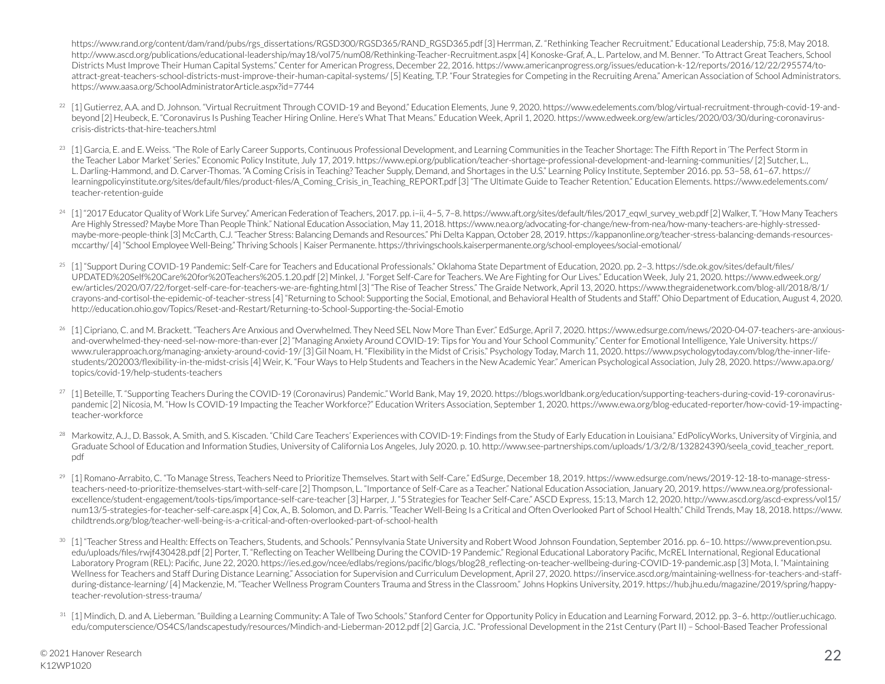https://www.rand.org/content/dam/rand/pubs/rgs_dissertations/RGSD300/RGSD365/RAND_RGSD365.pdf [3] Herrman, Z. "Rethinking Teacher Recruitment." Educational Leadership, 75:8, May 2018. http://www.ascd.org/publications/educational-leadership/may18/vol75/num08/Rethinking-Teacher-Recruitment.aspx [4] Konoske-Graf, A., L. Partelow, and M. Benner. "To Attract Great Teachers, School Districts Must Improve Their Human Capital Systems." Center for American Progress, December 22, 2016. https://www.americanprogress.org/issues/education-k-12/reports/2016/12/22/295574/to-attract-great-teachers-school-districts-must-improve-their-human-capital-systems/ [5] Keating, T.P. "Four Strategies for Competing in the Recruiting Arena." American Association of School Administrators. https://www.aasa.org/SchoolAdministratorArticle.aspx?id=7744

[22] [1] Gutierrez, A.A. and D. Johnson. "Virtual Recruitment Through COVID-19 and Beyond." Education Elements, June 9, 2020. https://www.edelements.com/blog/virtual-recruitment-through-covid-19-and-beyond [2] Heubeck, E. "Coronavirus Is Pushing Teacher Hiring Online. Here's What That Means." Education Week, April 1, 2020. https://www.edweek.org/ew/articles/2020/03/30/during-coronavirus-crisis-districts-that-hire-teachers.html

[23] [1] Garcia, E. and E. Weiss. "The Role of Early Career Supports, Continuous Professional Development, and Learning Communities in the Teacher Shortage: The Fifth Report in 'The Perfect Storm in the Teacher Labor Market' Series." Economic Policy Institute, July 17, 2019. https://www.epi.org/publication/teacher-shortage-professional-development-and-learning-communities/ [2] Sutcher, L., L. Darling-Hammond, and D. Carver-Thomas. "A Coming Crisis in Teaching? Teacher Supply, Demand, and Shortages in the U.S." Learning Policy Institute, September 2016. pp. 53–58, 61–67. https://learningpolicyinstitute.org/sites/default/files/product-files/A_Coming_Crisis_in_Teaching_REPORT.pdf [3] "The Ultimate Guide to Teacher Retention." Education Elements. https://www.edelements.com/teacher-retention-guide

[24] [1] "2017 Educator Quality of Work Life Survey." American Federation of Teachers, 2017. pp. i–ii, 4–5, 7–8. https://www.aft.org/sites/default/files/2017_eqwl_survey_web.pdf [2] Walker, T. "How Many Teachers Are Highly Stressed? Maybe More Than People Think." National Education Association, May 11, 2018. https://www.nea.org/advocating-for-change/new-from-nea/how-many-teachers-are-highly-stressed-maybe-more-people-think [3] McCarth, C.J. "Teacher Stress: Balancing Demands and Resources." Phi Delta Kappan, October 28, 2019. https://kappanonline.org/teacher-stress-balancing-demands-resources-mccarthy/ [4] "School Employee Well-Being." Thriving Schools | Kaiser Permanente. https://thrivingschools.kaiserpermanente.org/school-employees/social-emotional/

[25] [1] "Support During COVID-19 Pandemic: Self-Care for Teachers and Educational Professionals." Oklahoma State Department of Education, 2020. pp. 2–3. https://sde.ok.gov/sites/default/files/UPDATED%20Self%20Care%20for%20Teachers%205.1.20.pdf [2] Minkel, J. "Forget Self-Care for Teachers. We Are Fighting for Our Lives." Education Week, July 21, 2020. https://www.edweek.org/ew/articles/2020/07/22/forget-self-care-for-teachers-we-are-fighting.html [3] "The Rise of Teacher Stress." The Graide Network, April 13, 2020. https://www.thegraidenetwork.com/blog-all/2018/8/1/crayons-and-cortisol-the-epidemic-of-teacher-stress [4] "Returning to School: Supporting the Social, Emotional, and Behavioral Health of Students and Staff." Ohio Department of Education, August 4, 2020. http://education.ohio.gov/Topics/Reset-and-Restart/Returning-to-School-Supporting-the-Social-Emotio

[26] [1] Cipriano, C. and M. Brackett. "Teachers Are Anxious and Overwhelmed. They Need SEL Now More Than Ever." EdSurge, April 7, 2020. https://www.edsurge.com/news/2020-04-07-teachers-are-anxious-and-overwhelmed-they-need-sel-now-more-than-ever [2] "Managing Anxiety Around COVID-19: Tips for You and Your School Community." Center for Emotional Intelligence, Yale University. https://www.rulerapproach.org/managing-anxiety-around-covid-19/ [3] Gil Noam, H. "Flexibility in the Midst of Crisis." Psychology Today, March 11, 2020. https://www.psychologytoday.com/blog/the-inner-life-students/202003/flexibility-in-the-midst-crisis [4] Weir, K. "Four Ways to Help Students and Teachers in the New Academic Year." American Psychological Association, July 28, 2020. https://www.apa.org/topics/covid-19/help-students-teachers

[27] [1] Beteille, T. "Supporting Teachers During the COVID-19 (Coronavirus) Pandemic." World Bank, May 19, 2020. https://blogs.worldbank.org/education/supporting-teachers-during-covid-19-coronavirus-pandemic [2] Nicosia, M. "How Is COVID-19 Impacting the Teacher Workforce?" Education Writers Association, September 1, 2020. https://www.ewa.org/blog-educated-reporter/how-covid-19-impacting-teacher-workforce

[28] Markowitz, A.J., D. Bassok, A. Smith, and S. Kiscaden. "Child Care Teachers' Experiences with COVID-19: Findings from the Study of Early Education in Louisiana." EdPolicyWorks, University of Virginia, and Graduate School of Education and Information Studies, University of California Los Angeles, July 2020. p. 10. http://www.see-partnerships.com/uploads/1/3/2/8/132824390/seela_covid_teacher_report.pdf

[29] [1] Romano-Arrabito, C. "To Manage Stress, Teachers Need to Prioritize Themselves. Start with Self-Care." EdSurge, December 18, 2019. https://www.edsurge.com/news/2019-12-18-to-manage-stress-teachers-need-to-prioritize-themselves-start-with-self-care [2] Thompson, L. "Importance of Self-Care as a Teacher." National Education Association, January 20, 2019. https://www.nea.org/professional-excellence/student-engagement/tools-tips/importance-self-care-teacher [3] Harper, J. "5 Strategies for Teacher Self-Care." ASCD Express, 15:13, March 12, 2020. http://www.ascd.org/ascd-express/vol15/num13/5-strategies-for-teacher-self-care.aspx [4] Cox, A., B. Solomon, and D. Parris. "Teacher Well-Being Is a Critical and Often Overlooked Part of School Health." Child Trends, May 18, 2018. https://www.childtrends.org/blog/teacher-well-being-is-a-critical-and-often-overlooked-part-of-school-health

[30] [1] "Teacher Stress and Health: Effects on Teachers, Students, and Schools." Pennsylvania State University and Robert Wood Johnson Foundation, September 2016. pp. 6–10. https://www.prevention.psu.edu/uploads/files/rwjf430428.pdf [2] Porter, T. "Reflecting on Teacher Wellbeing During the COVID-19 Pandemic." Regional Educational Laboratory Pacific, McREL International, Regional Educational Laboratory Program (REL): Pacific, June 22, 2020. https://ies.ed.gov/ncee/edlabs/regions/pacific/blogs/blog28_reflecting-on-teacher-wellbeing-during-COVID-19-pandemic.asp [3] Mota, I. "Maintaining Wellness for Teachers and Staff During Distance Learning." Association for Supervision and Curriculum Development, April 27, 2020. https://inservice.ascd.org/maintaining-wellness-for-teachers-and-staff-during-distance-learning/ [4] Mackenzie, M. "Teacher Wellness Program Counters Trauma and Stress in the Classroom." Johns Hopkins University, 2019. https://hub.jhu.edu/magazine/2019/spring/happy-teacher-revolution-stress-trauma/

[31] [1] Mindich, D. and A. Lieberman. "Building a Learning Community: A Tale of Two Schools." Stanford Center for Opportunity Policy in Education and Learning Forward, 2012. pp. 3–6. http://outlier.uchicago.edu/computerscience/OS4CS/landscapestudy/resources/Mindich-and-Lieberman-2012.pdf [2] Garcia, J.C. "Professional Development in the 21st Century (Part II) – School-Based Teacher Professional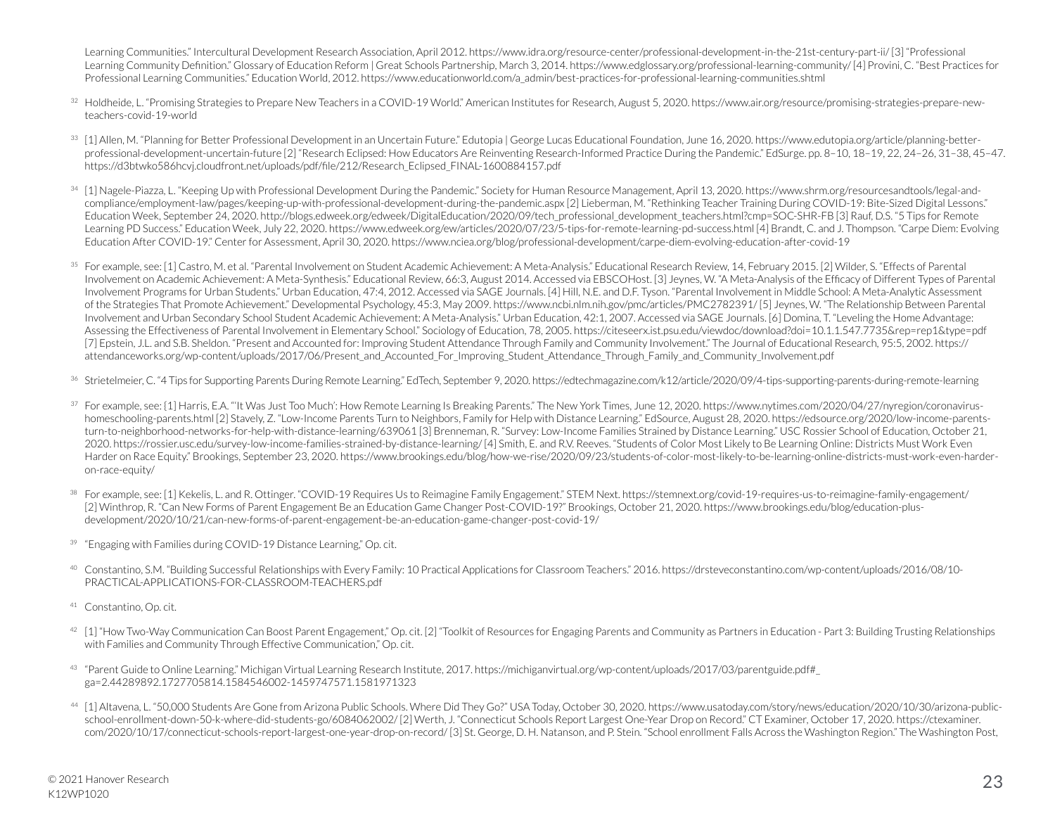Learning Communities." Intercultural Development Research Association, April 2012. https://www.idra.org/resource-center/professional-development-in-the-21st-century-part-ii/ [3] "Professional Learning Community Definition." Glossary of Education Reform | Great Schools Partnership, March 3, 2014. https://www.edglossary.org/professional-learning-community/ [4] Provini, C. "Best Practices for Professional Learning Communities." Education World, 2012. https://www.educationworld.com/a_admin/best-practices-for-professional-learning-communities.shtml

32 Holdheide, L. "Promising Strategies to Prepare New Teachers in a COVID-19 World." American Institutes for Research, August 5, 2020. https://www.air.org/resource/promising-strategies-prepare-new-teachers-covid-19-world

33 [1] Allen, M. "Planning for Better Professional Development in an Uncertain Future." Edutopia | George Lucas Educational Foundation, June 16, 2020. https://www.edutopia.org/article/planning-better-professional-development-uncertain-future [2] "Research Eclipsed: How Educators Are Reinventing Research-Informed Practice During the Pandemic." EdSurge. pp. 8–10, 18–19, 22, 24–26, 31–38, 45–47. https://d3btwko586hcvj.cloudfront.net/uploads/pdf/file/212/Research_Eclipsed_FINAL-1600884157.pdf

34 [1] Nagele-Piazza, L. "Keeping Up with Professional Development During the Pandemic." Society for Human Resource Management, April 13, 2020. https://www.shrm.org/resourcesandtools/legal-and-compliance/employment-law/pages/keeping-up-with-professional-development-during-the-pandemic.aspx [2] Lieberman, M. "Rethinking Teacher Training During COVID-19: Bite-Sized Digital Lessons." Education Week, September 24, 2020. http://blogs.edweek.org/edweek/DigitalEducation/2020/09/tech_professional_development_teachers.html?cmp=SOC-SHR-FB [3] Rauf, D.S. "5 Tips for Remote Learning PD Success." Education Week, July 22, 2020. https://www.edweek.org/ew/articles/2020/07/23/5-tips-for-remote-learning-pd-success.html [4] Brandt, C. and J. Thompson. "Carpe Diem: Evolving Education After COVID-19." Center for Assessment, April 30, 2020. https://www.nciea.org/blog/professional-development/carpe-diem-evolving-education-after-covid-19

35 For example, see: [1] Castro, M. et al. "Parental Involvement on Student Academic Achievement: A Meta-Analysis." Educational Research Review, 14, February 2015. [2] Wilder, S. "Effects of Parental Involvement on Academic Achievement: A Meta-Synthesis." Educational Review, 66:3, August 2014. Accessed via EBSCOHost. [3] Jeynes, W. "A Meta-Analysis of the Efficacy of Different Types of Parental Involvement Programs for Urban Students." Urban Education, 47:4, 2012. Accessed via SAGE Journals. [4] Hill, N.E. and D.F. Tyson. "Parental Involvement in Middle School: A Meta-Analytic Assessment of the Strategies That Promote Achievement." Developmental Psychology, 45:3, May 2009. https://www.ncbi.nlm.nih.gov/pmc/articles/PMC2782391/ [5] Jeynes, W. "The Relationship Between Parental Involvement and Urban Secondary School Student Academic Achievement: A Meta-Analysis." Urban Education, 42:1, 2007. Accessed via SAGE Journals. [6] Domina, T. "Leveling the Home Advantage: Assessing the Effectiveness of Parental Involvement in Elementary School." Sociology of Education, 78, 2005. https://citeseerx.ist.psu.edu/viewdoc/download?doi=10.1.1.547.7735&rep=rep1&type=pdf [7] Epstein, J.L. and S.B. Sheldon. "Present and Accounted for: Improving Student Attendance Through Family and Community Involvement." The Journal of Educational Research, 95:5, 2002. https://attendanceworks.org/wp-content/uploads/2017/06/Present_and_Accounted_For_Improving_Student_Attendance_Through_Family_and_Community_Involvement.pdf

36 Strietelmeier, C. "4 Tips for Supporting Parents During Remote Learning." EdTech, September 9, 2020. https://edtechmagazine.com/k12/article/2020/09/4-tips-supporting-parents-during-remote-learning

37 For example, see: [1] Harris, E.A. "'It Was Just Too Much': How Remote Learning Is Breaking Parents." The New York Times, June 12, 2020. https://www.nytimes.com/2020/04/27/nyregion/coronavirus-homeschooling-parents.html [2] Stavely, Z. "Low-Income Parents Turn to Neighbors, Family for Help with Distance Learning." EdSource, August 28, 2020. https://edsource.org/2020/low-income-parents-turn-to-neighborhood-networks-for-help-with-distance-learning/639061 [3] Brenneman, R. "Survey: Low-Income Families Strained by Distance Learning." USC Rossier School of Education, October 21, 2020. https://rossier.usc.edu/survey-low-income-families-strained-by-distance-learning/ [4] Smith, E. and R.V. Reeves. "Students of Color Most Likely to Be Learning Online: Districts Must Work Even Harder on Race Equity." Brookings, September 23, 2020. https://www.brookings.edu/blog/how-we-rise/2020/09/23/students-of-color-most-likely-to-be-learning-online-districts-must-work-even-harder-on-race-equity/

38 For example, see: [1] Kekelis, L. and R. Ottinger. "COVID-19 Requires Us to Reimagine Family Engagement." STEM Next. https://stemnext.org/covid-19-requires-us-to-reimagine-family-engagement/ [2] Winthrop, R. "Can New Forms of Parent Engagement Be an Education Game Changer Post-COVID-19?" Brookings, October 21, 2020. https://www.brookings.edu/blog/education-plus-development/2020/10/21/can-new-forms-of-parent-engagement-be-an-education-game-changer-post-covid-19/

39 "Engaging with Families during COVID-19 Distance Learning," Op. cit.

40 Constantino, S.M. "Building Successful Relationships with Every Family: 10 Practical Applications for Classroom Teachers." 2016. https://drsteveconstantino.com/wp-content/uploads/2016/08/10-PRACTICAL-APPLICATIONS-FOR-CLASSROOM-TEACHERS.pdf

41 Constantino, Op. cit.

42 [1] "How Two-Way Communication Can Boost Parent Engagement," Op. cit. [2] "Toolkit of Resources for Engaging Parents and Community as Partners in Education - Part 3: Building Trusting Relationships with Families and Community Through Effective Communication," Op. cit.

43 "Parent Guide to Online Learning." Michigan Virtual Learning Research Institute, 2017. https://michiganvirtual.org/wp-content/uploads/2017/03/parentguide.pdf#_ga=2.44289892.1727705814.1584546002-1459747571.1581971323

44 [1] Altavena, L. "50,000 Students Are Gone from Arizona Public Schools. Where Did They Go?" USA Today, October 30, 2020. https://www.usatoday.com/story/news/education/2020/10/30/arizona-public-school-enrollment-down-50-k-where-did-students-go/6084062002/ [2] Werth, J. "Connecticut Schools Report Largest One-Year Drop on Record." CT Examiner, October 17, 2020. https://ctexaminer.com/2020/10/17/connecticut-schools-report-largest-one-year-drop-on-record/ [3] St. George, D. H. Natanson, and P. Stein. "School enrollment Falls Across the Washington Region." The Washington Post,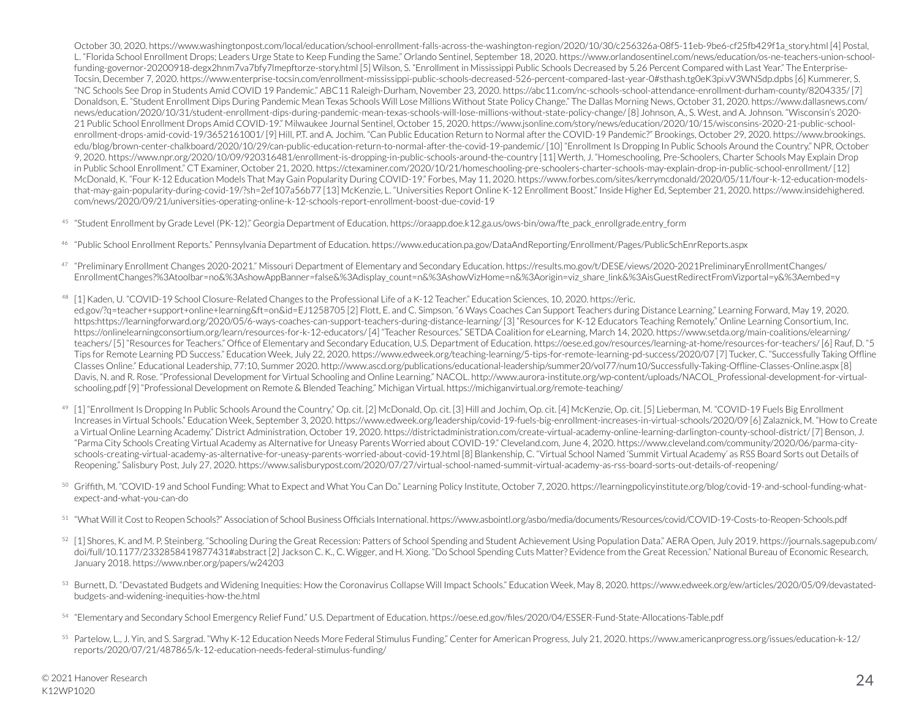October 30, 2020. https://www.washingtonpost.com/local/education/school-enrollment-falls-across-the-washington-region/2020/10/30/c256326a-08f5-11eb-9be6-cf25fb429f1a_story.html [4] Postal, L. "Florida School Enrollment Drops; Leaders Urge State to Keep Funding the Same." Orlando Sentinel, September 18, 2020. https://www.orlandosentinel.com/news/education/os-ne-teachers-union-school-funding-governor-20200918-degx2hnm7va7bfy7lmepftorze-story.html [5] Wilson, S. "Enrollment in Mississippi Public Schools Decreased by 5.26 Percent Compared with Last Year." The Enterprise-Tocsin, December 7, 2020. https://www.enterprise-tocsin.com/enrollment-mississippi-public-schools-decreased-526-percent-compared-last-year-0#sthash.tg0eK3pi.vV3WNSdp.dpbs [6] Kummerer, S. "NC Schools See Drop in Students Amid COVID 19 Pandemic." ABC11 Raleigh-Durham, November 23, 2020. https://abc11.com/nc-schools-school-attendance-enrollment-durham-county/8204335/ [7] Donaldson, E. "Student Enrollment Dips During Pandemic Mean Texas Schools Will Lose Millions Without State Policy Change." The Dallas Morning News, October 31, 2020. https://www.dallasnews.com/news/education/2020/10/31/student-enrollment-dips-during-pandemic-mean-texas-schools-will-lose-millions-without-state-policy-change/ [8] Johnson, A., S. West, and A. Johnson. "Wisconsin's 2020-21 Public School Enrollment Drops Amid COVID-19." Milwaukee Journal Sentinel, October 15, 2020. https://www.jsonline.com/story/news/education/2020/10/15/wisconsins-2020-21-public-school-enrollment-drops-amid-covid-19/3652161001/ [9] Hill, P.T. and A. Jochim. "Can Public Education Return to Normal after the COVID-19 Pandemic?" Brookings, October 29, 2020. https://www.brookings.edu/blog/brown-center-chalkboard/2020/10/29/can-public-education-return-to-normal-after-the-covid-19-pandemic/ [10] "Enrollment Is Dropping In Public Schools Around the Country." NPR, October 9, 2020. https://www.npr.org/2020/10/09/920316481/enrollment-is-dropping-in-public-schools-around-the-country [11] Werth, J. "Homeschooling, Pre-Schoolers, Charter Schools May Explain Drop in Public School Enrollment." CT Examiner, October 21, 2020. https://ctexaminer.com/2020/10/21/homeschooling-pre-schoolers-charter-schools-may-explain-drop-in-public-school-enrollment/ [12] McDonald, K. "Four K-12 Education Models That May Gain Popularity During COVID-19." Forbes, May 11, 2020. https://www.forbes.com/sites/kerrymcdonald/2020/05/11/four-k-12-education-models-that-may-gain-popularity-during-covid-19/?sh=2ef107a56b77 [13] McKenzie, L. "Universities Report Online K-12 Enrollment Boost." Inside Higher Ed, September 21, 2020. https://www.insidehighered.com/news/2020/09/21/universities-operating-online-k-12-schools-report-enrollment-boost-due-covid-19

[45] "Student Enrollment by Grade Level (PK-12)." Georgia Department of Education. https://oraapp.doe.k12.ga.us/ows-bin/owa/fte_pack_enrollgrade.entry_form

[46] "Public School Enrollment Reports." Pennsylvania Department of Education. https://www.education.pa.gov/DataAndReporting/Enrollment/Pages/PublicSchEnrReports.aspx

[47] "Preliminary Enrollment Changes 2020-2021." Missouri Department of Elementary and Secondary Education. https://results.mo.gov/t/DESE/views/2020-2021PreliminaryEnrollmentChanges/EnrollmentChanges?%3Atoolbar=no&%3AshowAppBanner=false&%3Adisplay_count=n&%3AshowVizHome=n&%3Aorigin=viz_share_link&%3AisGuestRedirectFromVizportal=y&%3Aembed=y

[48] [1] Kaden, U. "COVID-19 School Closure-Related Changes to the Professional Life of a K-12 Teacher." Education Sciences, 10, 2020. https://eric.ed.gov/?q=teacher+support+online+learning&ft=on&id=EJ1258705 [2] Flott, E. and C. Simpson. "6 Ways Coaches Can Support Teachers during Distance Learning." Learning Forward, May 19, 2020. https:https://learningforward.org/2020/05/6-ways-coaches-can-support-teachers-during-distance-learning/ [3] "Resources for K-12 Educators Teaching Remotely." Online Learning Consortium, Inc. https://onlinelearningconsortium.org/learn/resources-for-k-12-educators/ [4] "Teacher Resources." SETDA Coalition for eLearning, March 14, 2020. https://www.setda.org/main-coalitions/elearning/teachers/ [5] "Resources for Teachers." Office of Elementary and Secondary Education, U.S. Department of Education. https://oese.ed.gov/resources/learning-at-home/resources-for-teachers/ [6] Rauf, D. "5 Tips for Remote Learning PD Success." Education Week, July 22, 2020. https://www.edweek.org/teaching-learning/5-tips-for-remote-learning-pd-success/2020/07 [7] Tucker, C. "Successfully Taking Offline Classes Online." Educational Leadership, 77:10, Summer 2020. http://www.ascd.org/publications/educational-leadership/summer20/vol77/num10/Successfully-Taking-Offline-Classes-Online.aspx [8] Davis, N. and R. Rose. "Professional Development for Virtual Schooling and Online Learning." NACOL. http://www.aurora-institute.org/wp-content/uploads/NACOL_Professional-development-for-virtual-schooling.pdf [9] "Professional Development on Remote & Blended Teaching." Michigan Virtual. https://michiganvirtual.org/remote-teaching/

[49] [1] "Enrollment Is Dropping In Public Schools Around the Country," Op. cit. [2] McDonald, Op. cit. [3] Hill and Jochim, Op. cit. [4] McKenzie, Op. cit. [5] Lieberman, M. "COVID-19 Fuels Big Enrollment Increases in Virtual Schools." Education Week, September 3, 2020. https://www.edweek.org/leadership/covid-19-fuels-big-enrollment-increases-in-virtual-schools/2020/09 [6] Zalaznick, M. "How to Create a Virtual Online Learning Academy." District Administration, October 19, 2020. https://districtadministration.com/create-virtual-academy-online-learning-darlington-county-school-district/ [7] Benson, J. "Parma City Schools Creating Virtual Academy as Alternative for Uneasy Parents Worried about COVID-19." Cleveland.com, June 4, 2020. https://www.cleveland.com/community/2020/06/parma-city-schools-creating-virtual-academy-as-alternative-for-uneasy-parents-worried-about-covid-19.html [8] Blankenship, C. "Virtual School Named 'Summit Virtual Academy' as RSS Board Sorts out Details of Reopening." Salisbury Post, July 27, 2020. https://www.salisburypost.com/2020/07/27/virtual-school-named-summit-virtual-academy-as-rss-board-sorts-out-details-of-reopening/

[50] Griffith, M. "COVID-19 and School Funding: What to Expect and What You Can Do." Learning Policy Institute, October 7, 2020. https://learningpolicyinstitute.org/blog/covid-19-and-school-funding-what-expect-and-what-you-can-do

[51] "What Will it Cost to Reopen Schools?" Association of School Business Officials International. https://www.asbointl.org/asbo/media/documents/Resources/covid/COVID-19-Costs-to-Reopen-Schools.pdf

[52] [1] Shores, K. and M. P. Steinberg. "Schooling During the Great Recession: Patterns of School Spending and Student Achievement Using Population Data." AERA Open, July 2019. https://journals.sagepub.com/doi/full/10.1177/2332858419877431#abstract [2] Jackson C. K., C. Wigger, and H. Xiong. "Do School Spending Cuts Matter? Evidence from the Great Recession." National Bureau of Economic Research, January 2018. https://www.nber.org/papers/w24203

[53] Burnett, D. "Devastated Budgets and Widening Inequities: How the Coronavirus Collapse Will Impact Schools." Education Week, May 8, 2020. https://www.edweek.org/ew/articles/2020/05/09/devastated-budgets-and-widening-inequities-how-the.html

[54] "Elementary and Secondary School Emergency Relief Fund." U.S. Department of Education. https://oese.ed.gov/files/2020/04/ESSER-Fund-State-Allocations-Table.pdf

[55] Partelow, L., J. Yin, and S. Sargrad. "Why K-12 Education Needs More Federal Stimulus Funding." Center for American Progress, July 21, 2020. https://www.americanprogress.org/issues/education-k-12/reports/2020/07/21/487865/k-12-education-needs-federal-stimulus-funding/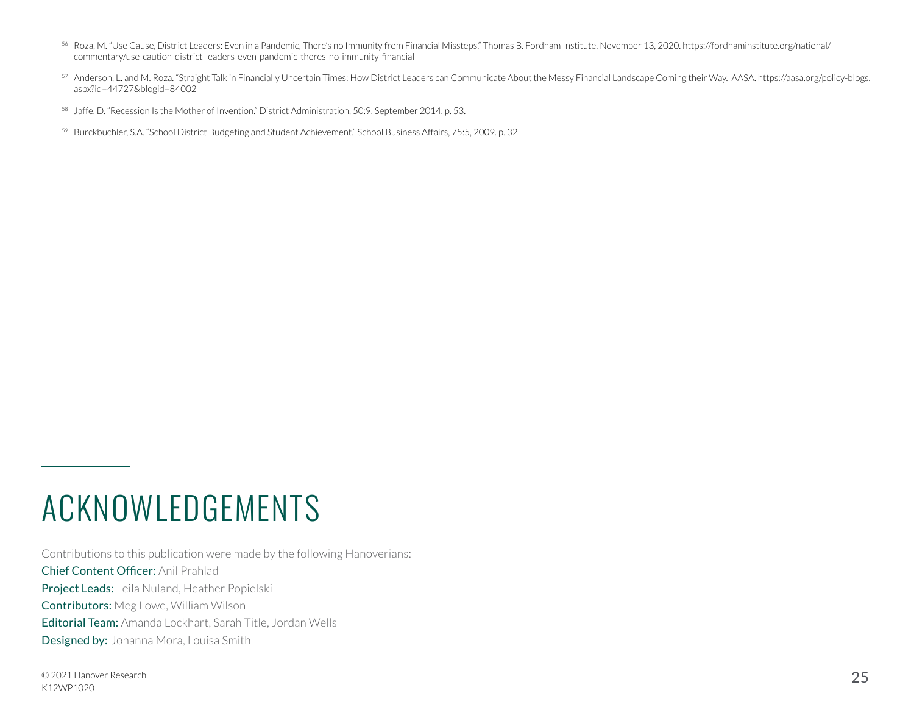[56] Roza, M. "Use Cause, District Leaders: Even in a Pandemic, There's no Immunity from Financial Missteps." Thomas B. Fordham Institute, November 13, 2020. https://fordhaminstitute.org/national/commentary/use-caution-district-leaders-even-pandemic-theres-no-immunity-financial

[57] Anderson, L. and M. Roza. "Straight Talk in Financially Uncertain Times: How District Leaders can Communicate About the Messy Financial Landscape Coming their Way." AASA. https://aasa.org/policy-blogs.aspx?id=44727&blogid=84002

[58] Jaffe, D. "Recession Is the Mother of Invention." District Administration, 50:9, September 2014. p. 53.

[59] Burckbuchler, S.A. "School District Budgeting and Student Achievement." School Business Affairs, 75:5, 2009. p. 32

# ACKNOWLEDGEMENTS

Contributions to this publication were made by the following Hanoverians:

**Chief Content Officer:** Anil Prahlad

**Project Leads:** Leila Nuland, Heather Popielski

**Contributors:** Meg Lowe, William Wilson

**Editorial Team:** Amanda Lockhart, Sarah Title, Jordan Wells

**Designed by:** Johanna Mora, Louisa Smith

© 2021 Hanover Research
K12WP1020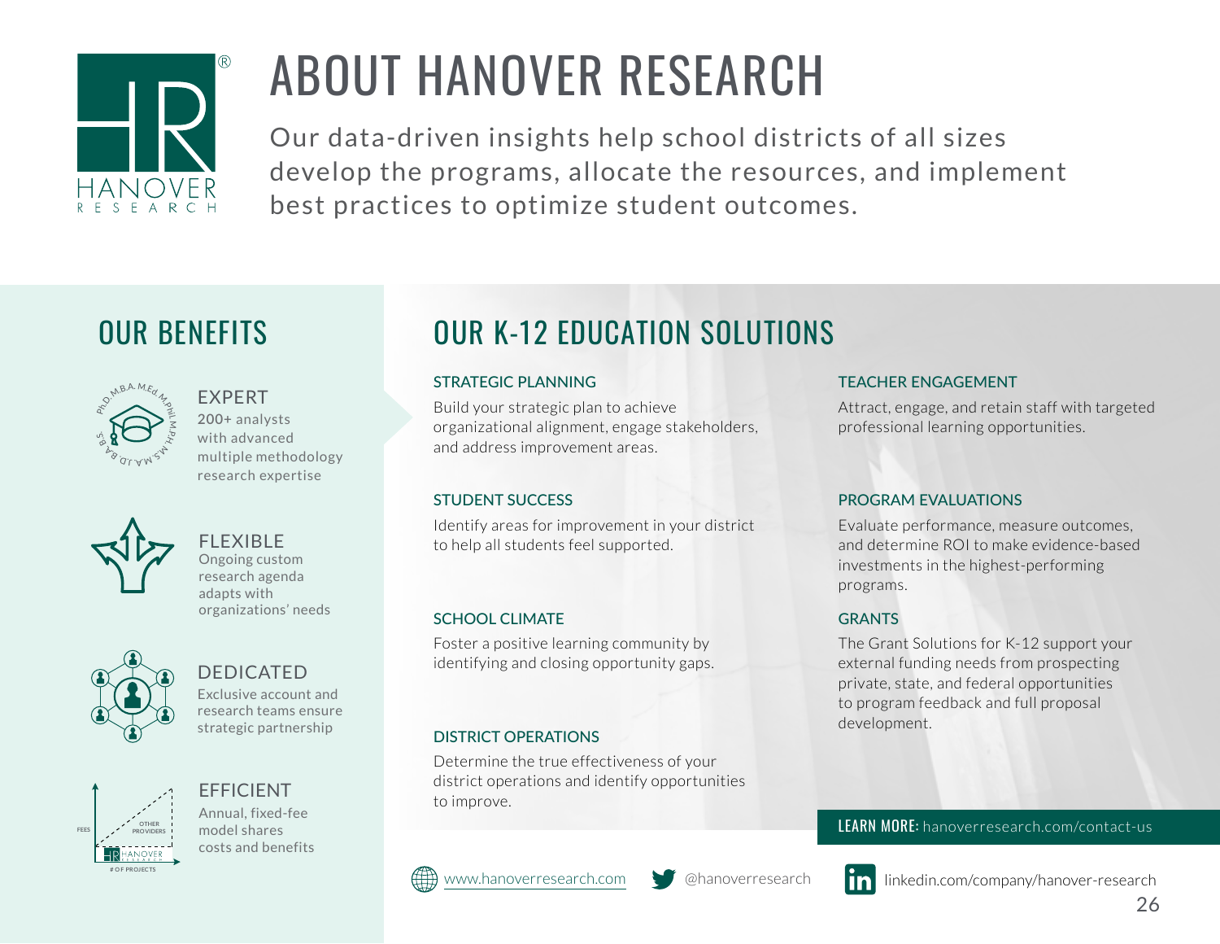# ABOUT HANOVER RESEARCH

Our data-driven insights help school districts of all sizes develop the programs, allocate the resources, and implement best practices to optimize student outcomes.

## OUR BENEFITS

### EXPERT
200+ analysts with advanced multiple methodology research expertise

### FLEXIBLE
Ongoing custom research agenda adapts with organizations' needs

### DEDICATED
Exclusive account and research teams ensure strategic partnership

### EFFICIENT
Annual, fixed-fee model shares costs and benefits

## OUR K-12 EDUCATION SOLUTIONS

### STRATEGIC PLANNING
Build your strategic plan to achieve organizational alignment, engage stakeholders, and address improvement areas.

### STUDENT SUCCESS
Identify areas for improvement in your district to help all students feel supported.

### SCHOOL CLIMATE
Foster a positive learning community by identifying and closing opportunity gaps.

### DISTRICT OPERATIONS
Determine the true effectiveness of your district operations and identify opportunities to improve.

### TEACHER ENGAGEMENT
Attract, engage, and retain staff with targeted professional learning opportunities.

### PROGRAM EVALUATIONS
Evaluate performance, measure outcomes, and determine ROI to make evidence-based investments in the highest-performing programs.

### GRANTS
The Grant Solutions for K-12 support your external funding needs from prospecting private, state, and federal opportunities to program feedback and full proposal development.

**LEARN MORE:** hanoverresearch.com/contact-us

www.hanoverresearch.com | @hanoverresearch | linkedin.com/company/hanover-research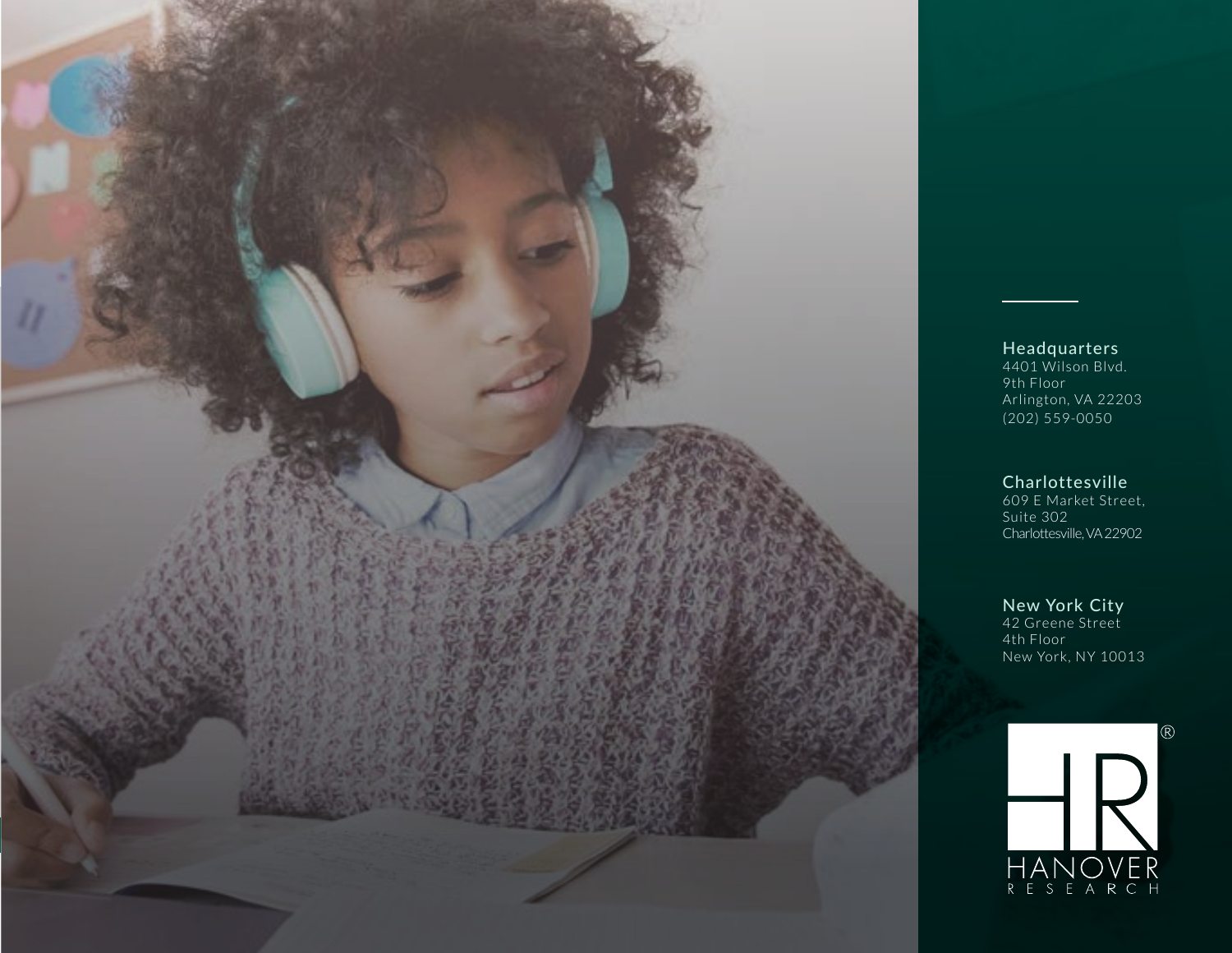**Headquarters**
4401 Wilson Blvd.
9th Floor
Arlington, VA 22203
(202) 559-0050

**Charlottesville**
609 E Market Street,
Suite 302
Charlottesville, VA 22902

**New York City**
42 Greene Street
4th Floor
New York, NY 10013

HANOVER RESEARCH